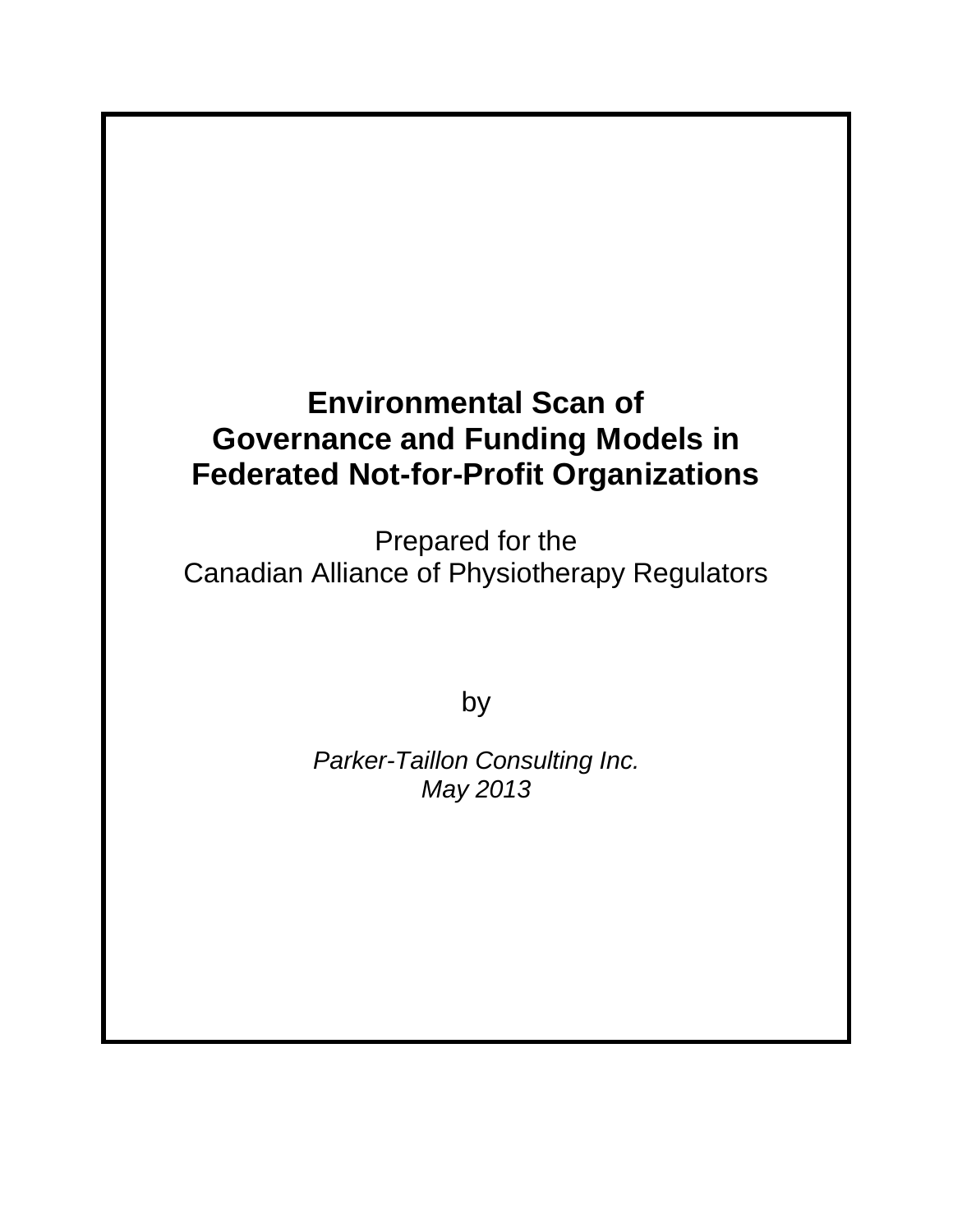# Environmental Scan of Governance and Funding Models in Federated Not-for-Profit Organizations

Prepared for the
Canadian Alliance of Physiotherapy Regulators

by

*Parker-Taillon Consulting Inc.*
*May 2013*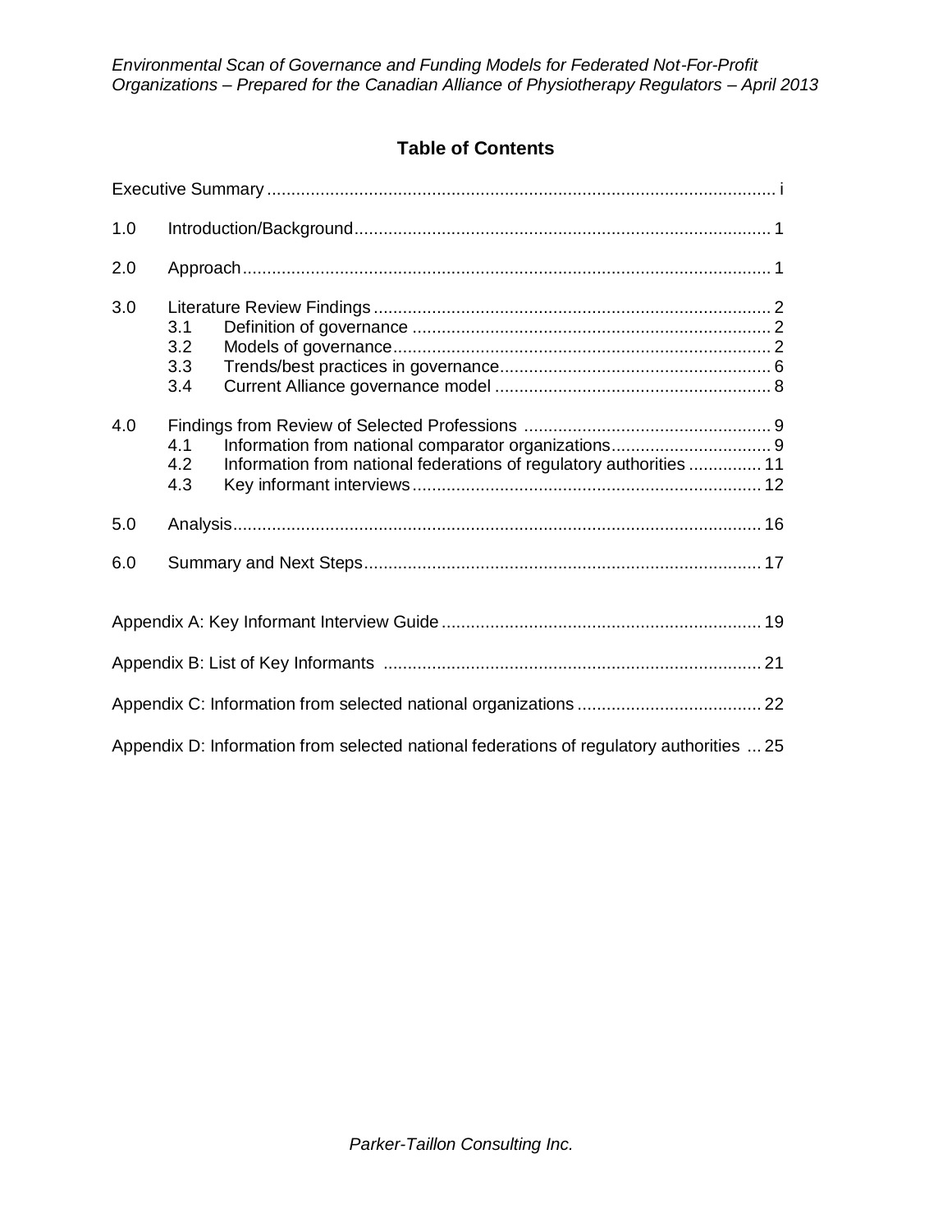## Table of Contents

Executive Summary ........................................................................................................ i

1.0 Introduction/Background ..................................................................................... 1

2.0 Approach ............................................................................................................. 1

3.0 Literature Review Findings .................................................................................. 2
- 3.1 Definition of governance .......................................................................... 2
- 3.2 Models of governance ............................................................................. 2
- 3.3 Trends/best practices in governance ....................................................... 6
- 3.4 Current Alliance governance model ......................................................... 8

4.0 Findings from Review of Selected Professions .................................................... 9
- 4.1 Information from national comparator organizations ................................. 9
- 4.2 Information from national federations of regulatory authorities ............... 11
- 4.3 Key informant interviews ........................................................................ 12

5.0 Analysis ............................................................................................................. 16

6.0 Summary and Next Steps ................................................................................. 17

Appendix A: Key Informant Interview Guide ................................................................. 19

Appendix B: List of Key Informants .............................................................................. 21

Appendix C: Information from selected national organizations ...................................... 22

Appendix D: Information from selected national federations of regulatory authorities ... 25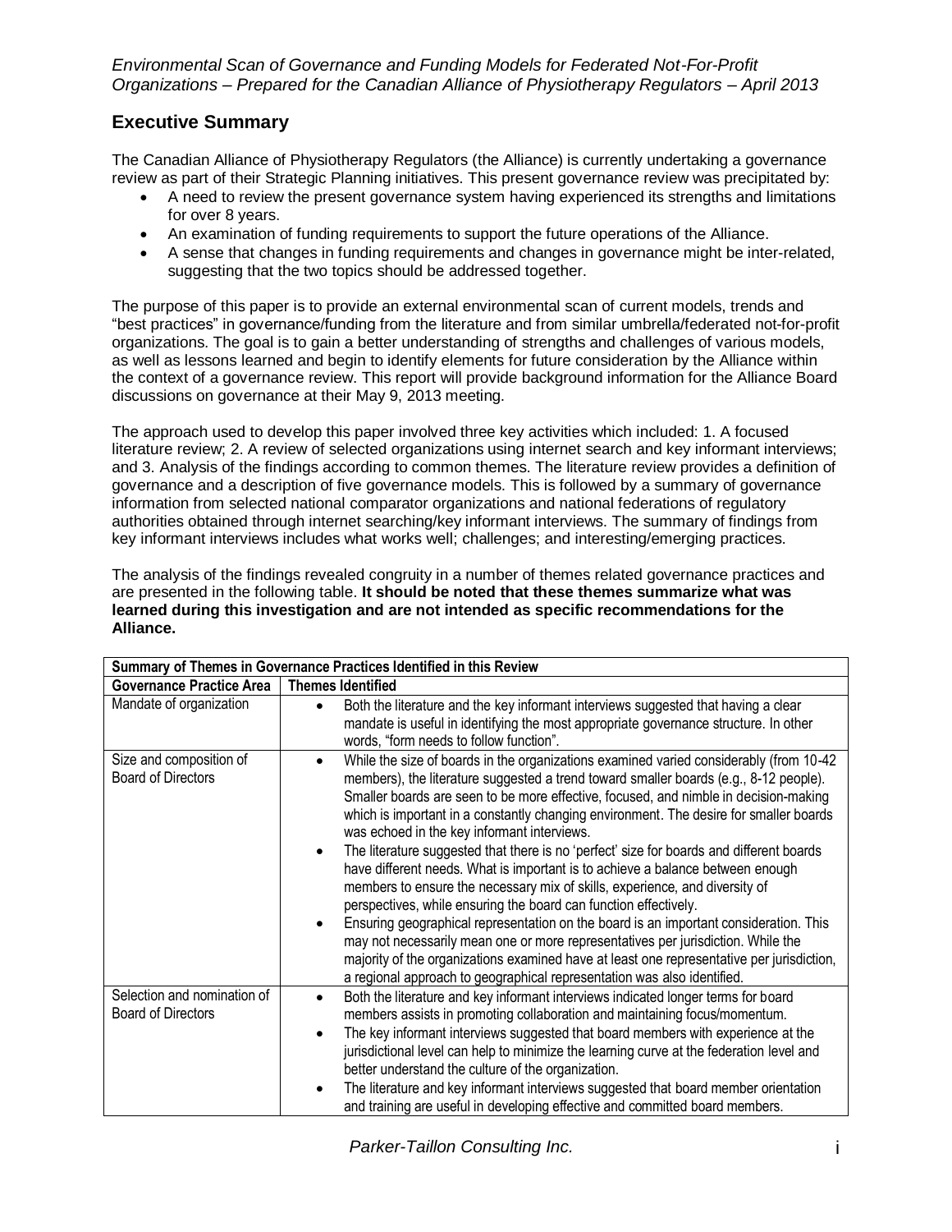## Executive Summary

The Canadian Alliance of Physiotherapy Regulators (the Alliance) is currently undertaking a governance review as part of their Strategic Planning initiatives. This present governance review was precipitated by:

- A need to review the present governance system having experienced its strengths and limitations for over 8 years.
- An examination of funding requirements to support the future operations of the Alliance.
- A sense that changes in funding requirements and changes in governance might be inter-related, suggesting that the two topics should be addressed together.

The purpose of this paper is to provide an external environmental scan of current models, trends and "best practices" in governance/funding from the literature and from similar umbrella/federated not-for-profit organizations. The goal is to gain a better understanding of strengths and challenges of various models, as well as lessons learned and begin to identify elements for future consideration by the Alliance within the context of a governance review. This report will provide background information for the Alliance Board discussions on governance at their May 9, 2013 meeting.

The approach used to develop this paper involved three key activities which included: 1. A focused literature review; 2. A review of selected organizations using internet search and key informant interviews; and 3. Analysis of the findings according to common themes. The literature review provides a definition of governance and a description of five governance models. This is followed by a summary of governance information from selected national comparator organizations and national federations of regulatory authorities obtained through internet searching/key informant interviews. The summary of findings from key informant interviews includes what works well; challenges; and interesting/emerging practices.

The analysis of the findings revealed congruity in a number of themes related governance practices and are presented in the following table. **It should be noted that these themes summarize what was learned during this investigation and are not intended as specific recommendations for the Alliance.**

| Summary of Themes in Governance Practices Identified in this Review | |
|---|---|
| **Governance Practice Area** | **Themes Identified** |
| Mandate of organization | • Both the literature and the key informant interviews suggested that having a clear mandate is useful in identifying the most appropriate governance structure. In other words, "form needs to follow function". |
| Size and composition of Board of Directors | • While the size of boards in the organizations examined varied considerably (from 10-42 members), the literature suggested a trend toward smaller boards (e.g., 8-12 people). Smaller boards are seen to be more effective, focused, and nimble in decision-making which is important in a constantly changing environment. The desire for smaller boards was echoed in the key informant interviews.<br>• The literature suggested that there is no 'perfect' size for boards and different boards have different needs. What is important is to achieve a balance between enough members to ensure the necessary mix of skills, experience, and diversity of perspectives, while ensuring the board can function effectively.<br>• Ensuring geographical representation on the board is an important consideration. This may not necessarily mean one or more representatives per jurisdiction. While the majority of the organizations examined have at least one representative per jurisdiction, a regional approach to geographical representation was also identified. |
| Selection and nomination of Board of Directors | • Both the literature and key informant interviews indicated longer terms for board members assists in promoting collaboration and maintaining focus/momentum.<br>• The key informant interviews suggested that board members with experience at the jurisdictional level can help to minimize the learning curve at the federation level and better understand the culture of the organization.<br>• The literature and key informant interviews suggested that board member orientation and training are useful in developing effective and committed board members. |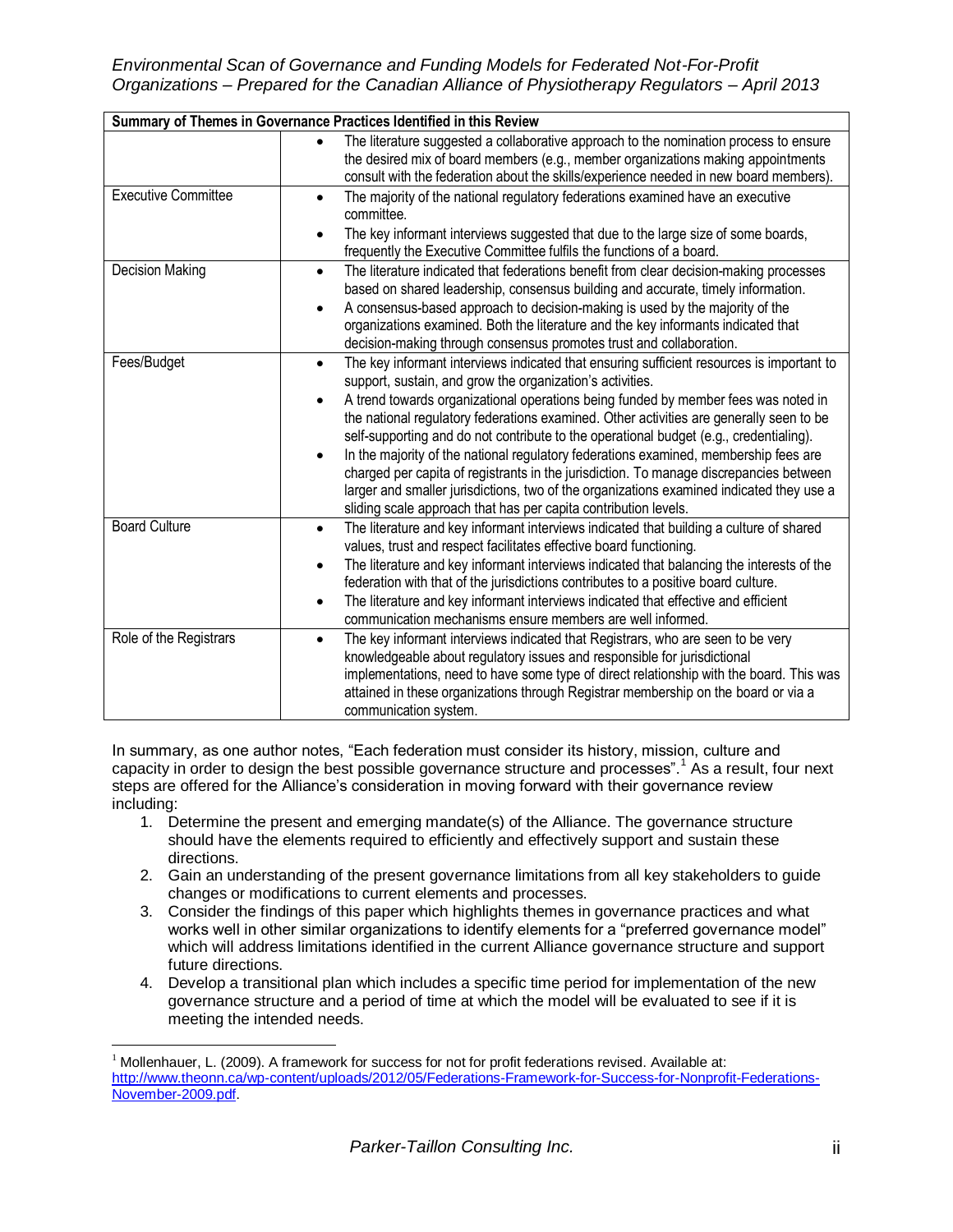| Summary of Themes in Governance Practices Identified in this Review | |
|---|---|
| | • The literature suggested a collaborative approach to the nomination process to ensure the desired mix of board members (e.g., member organizations making appointments consult with the federation about the skills/experience needed in new board members). |
| Executive Committee | • The majority of the national regulatory federations examined have an executive committee.<br>• The key informant interviews suggested that due to the large size of some boards, frequently the Executive Committee fulfils the functions of a board. |
| Decision Making | • The literature indicated that federations benefit from clear decision-making processes based on shared leadership, consensus building and accurate, timely information.<br>• A consensus-based approach to decision-making is used by the majority of the organizations examined. Both the literature and the key informants indicated that decision-making through consensus promotes trust and collaboration. |
| Fees/Budget | • The key informant interviews indicated that ensuring sufficient resources is important to support, sustain, and grow the organization's activities.<br>• A trend towards organizational operations being funded by member fees was noted in the national regulatory federations examined. Other activities are generally seen to be self-supporting and do not contribute to the operational budget (e.g., credentialing).<br>• In the majority of the national regulatory federations examined, membership fees are charged per capita of registrants in the jurisdiction. To manage discrepancies between larger and smaller jurisdictions, two of the organizations examined indicated they use a sliding scale approach that has per capita contribution levels. |
| Board Culture | • The literature and key informant interviews indicated that building a culture of shared values, trust and respect facilitates effective board functioning.<br>• The literature and key informant interviews indicated that balancing the interests of the federation with that of the jurisdictions contributes to a positive board culture.<br>• The literature and key informant interviews indicated that effective and efficient communication mechanisms ensure members are well informed. |
| Role of the Registrars | • The key informant interviews indicated that Registrars, who are seen to be very knowledgeable about regulatory issues and responsible for jurisdictional implementations, need to have some type of direct relationship with the board. This was attained in these organizations through Registrar membership on the board or via a communication system. |

In summary, as one author notes, "Each federation must consider its history, mission, culture and capacity in order to design the best possible governance structure and processes".[1] As a result, four next steps are offered for the Alliance's consideration in moving forward with their governance review including:

1. Determine the present and emerging mandate(s) of the Alliance. The governance structure should have the elements required to efficiently and effectively support and sustain these directions.
2. Gain an understanding of the present governance limitations from all key stakeholders to guide changes or modifications to current elements and processes.
3. Consider the findings of this paper which highlights themes in governance practices and what works well in other similar organizations to identify elements for a "preferred governance model" which will address limitations identified in the current Alliance governance structure and support future directions.
4. Develop a transitional plan which includes a specific time period for implementation of the new governance structure and a period of time at which the model will be evaluated to see if it is meeting the intended needs.

[1] Mollenhauer, L. (2009). A framework for success for not for profit federations revised. Available at: http://www.theonn.ca/wp-content/uploads/2012/05/Federations-Framework-for-Success-for-Nonprofit-Federations-November-2009.pdf.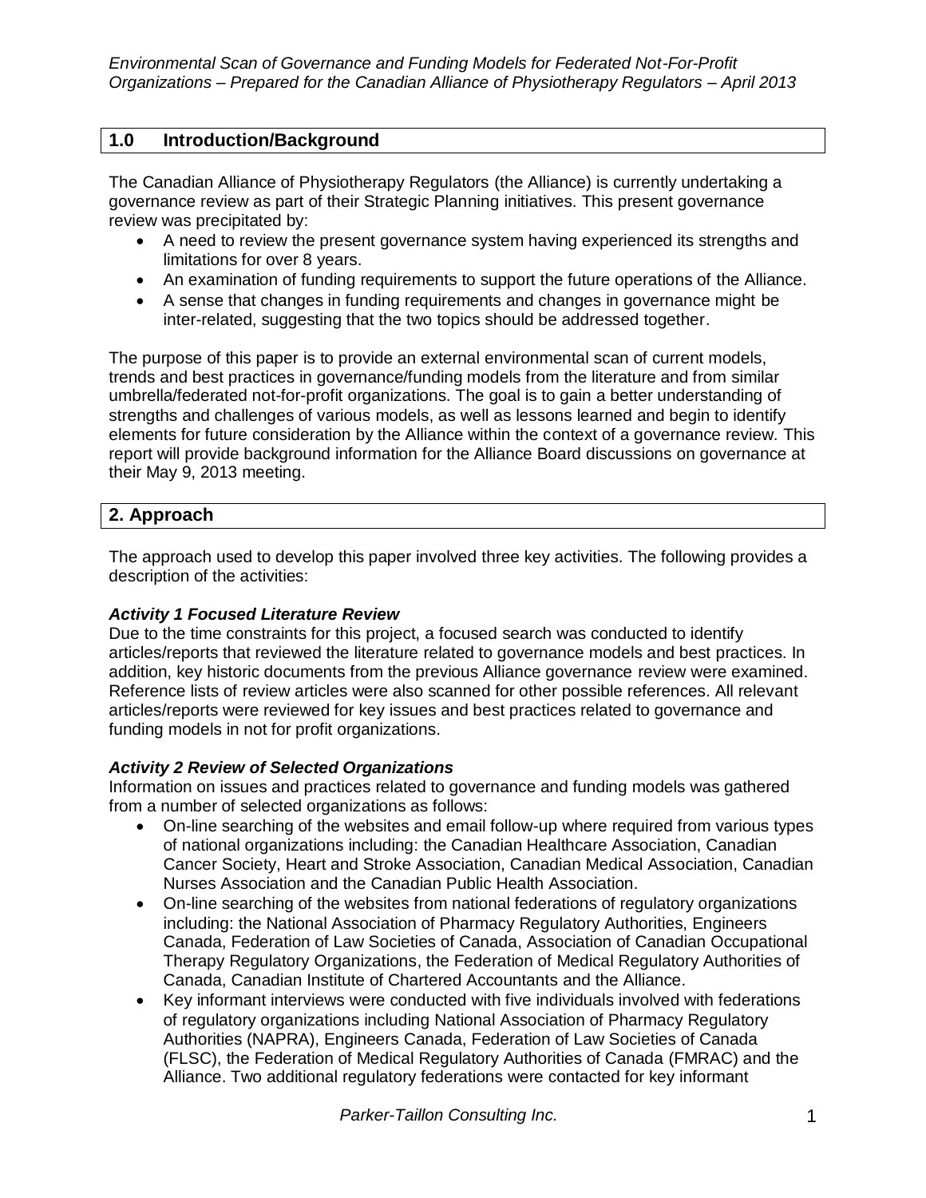## 1.0 Introduction/Background

The Canadian Alliance of Physiotherapy Regulators (the Alliance) is currently undertaking a governance review as part of their Strategic Planning initiatives. This present governance review was precipitated by:

- A need to review the present governance system having experienced its strengths and limitations for over 8 years.
- An examination of funding requirements to support the future operations of the Alliance.
- A sense that changes in funding requirements and changes in governance might be inter-related, suggesting that the two topics should be addressed together.

The purpose of this paper is to provide an external environmental scan of current models, trends and best practices in governance/funding models from the literature and from similar umbrella/federated not-for-profit organizations. The goal is to gain a better understanding of strengths and challenges of various models, as well as lessons learned and begin to identify elements for future consideration by the Alliance within the context of a governance review. This report will provide background information for the Alliance Board discussions on governance at their May 9, 2013 meeting.

## 2. Approach

The approach used to develop this paper involved three key activities. The following provides a description of the activities:

***Activity 1 Focused Literature Review***

Due to the time constraints for this project, a focused search was conducted to identify articles/reports that reviewed the literature related to governance models and best practices. In addition, key historic documents from the previous Alliance governance review were examined. Reference lists of review articles were also scanned for other possible references. All relevant articles/reports were reviewed for key issues and best practices related to governance and funding models in not for profit organizations.

***Activity 2 Review of Selected Organizations***

Information on issues and practices related to governance and funding models was gathered from a number of selected organizations as follows:

- On-line searching of the websites and email follow-up where required from various types of national organizations including: the Canadian Healthcare Association, Canadian Cancer Society, Heart and Stroke Association, Canadian Medical Association, Canadian Nurses Association and the Canadian Public Health Association.
- On-line searching of the websites from national federations of regulatory organizations including: the National Association of Pharmacy Regulatory Authorities, Engineers Canada, Federation of Law Societies of Canada, Association of Canadian Occupational Therapy Regulatory Organizations, the Federation of Medical Regulatory Authorities of Canada, Canadian Institute of Chartered Accountants and the Alliance.
- Key informant interviews were conducted with five individuals involved with federations of regulatory organizations including National Association of Pharmacy Regulatory Authorities (NAPRA), Engineers Canada, Federation of Law Societies of Canada (FLSC), the Federation of Medical Regulatory Authorities of Canada (FMRAC) and the Alliance. Two additional regulatory federations were contacted for key informant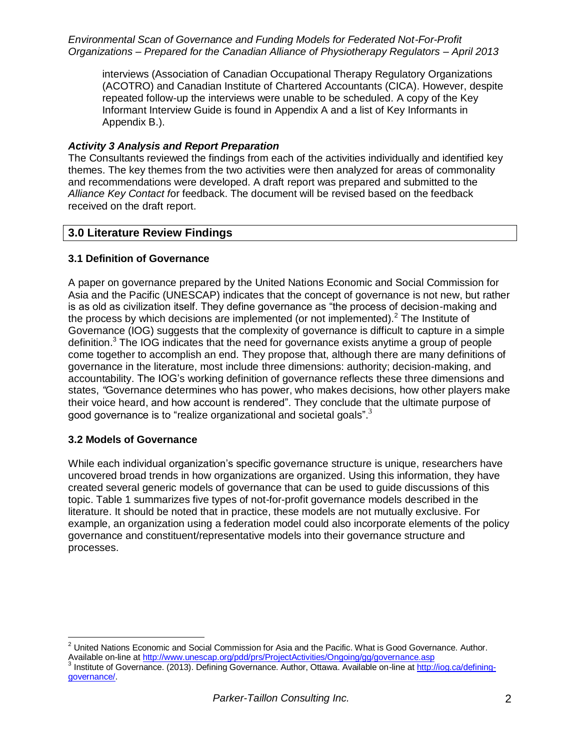interviews (Association of Canadian Occupational Therapy Regulatory Organizations (ACOTRO) and Canadian Institute of Chartered Accountants (CICA). However, despite repeated follow-up the interviews were unable to be scheduled. A copy of the Key Informant Interview Guide is found in Appendix A and a list of Key Informants in Appendix B.).

***Activity 3 Analysis and Report Preparation***

The Consultants reviewed the findings from each of the activities individually and identified key themes. The key themes from the two activities were then analyzed for areas of commonality and recommendations were developed. A draft report was prepared and submitted to the *Alliance Key Contact f*or feedback. The document will be revised based on the feedback received on the draft report.

## 3.0 Literature Review Findings

### 3.1 Definition of Governance

A paper on governance prepared by the United Nations Economic and Social Commission for Asia and the Pacific (UNESCAP) indicates that the concept of governance is not new, but rather is as old as civilization itself. They define governance as "the process of decision-making and the process by which decisions are implemented (or not implemented).[2] The Institute of Governance (IOG) suggests that the complexity of governance is difficult to capture in a simple definition.[3] The IOG indicates that the need for governance exists anytime a group of people come together to accomplish an end. They propose that, although there are many definitions of governance in the literature, most include three dimensions: authority; decision-making, and accountability. The IOG's working definition of governance reflects these three dimensions and states, *"*Governance determines who has power, who makes decisions, how other players make their voice heard, and how account is rendered". They conclude that the ultimate purpose of good governance is to "realize organizational and societal goals".[3]

### 3.2 Models of Governance

While each individual organization's specific governance structure is unique, researchers have uncovered broad trends in how organizations are organized. Using this information, they have created several generic models of governance that can be used to guide discussions of this topic. Table 1 summarizes five types of not-for-profit governance models described in the literature. It should be noted that in practice, these models are not mutually exclusive. For example, an organization using a federation model could also incorporate elements of the policy governance and constituent/representative models into their governance structure and processes.

---

[2] United Nations Economic and Social Commission for Asia and the Pacific. What is Good Governance. Author. Available on-line at http://www.unescap.org/pdd/prs/ProjectActivities/Ongoing/gg/governance.asp

[3] Institute of Governance. (2013). Defining Governance. Author, Ottawa. Available on-line at http://iog.ca/defining-governance/.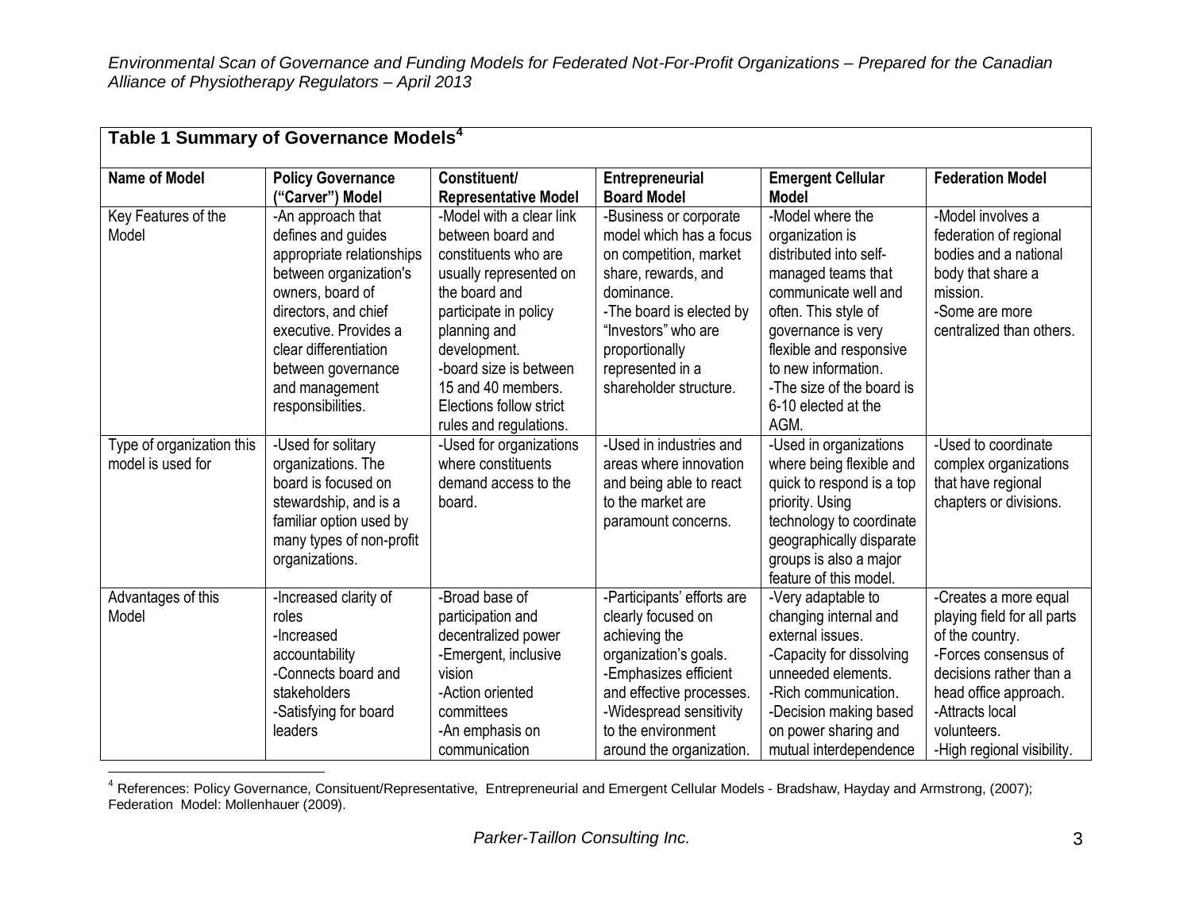**Table 1 Summary of Governance Models[4]**

| Name of Model | Policy Governance ("Carver") Model | Constituent/ Representative Model | Entrepreneurial Board Model | Emergent Cellular Model | Federation Model |
|---|---|---|---|---|---|
| Key Features of the Model | -An approach that defines and guides appropriate relationships between organization's owners, board of directors, and chief executive. Provides a clear differentiation between governance and management responsibilities. | -Model with a clear link between board and constituents who are usually represented on the board and participate in policy planning and development. -board size is between 15 and 40 members. Elections follow strict rules and regulations. | -Business or corporate model which has a focus on competition, market share, rewards, and dominance. -The board is elected by "Investors" who are proportionally represented in a shareholder structure. | -Model where the organization is distributed into self-managed teams that communicate well and often. This style of governance is very flexible and responsive to new information. -The size of the board is 6-10 elected at the AGM. | -Model involves a federation of regional bodies and a national body that share a mission. -Some are more centralized than others. |
| Type of organization this model is used for | -Used for solitary organizations. The board is focused on stewardship, and is a familiar option used by many types of non-profit organizations. | -Used for organizations where constituents demand access to the board. | -Used in industries and areas where innovation and being able to react to the market are paramount concerns. | -Used in organizations where being flexible and quick to respond is a top priority. Using technology to coordinate geographically disparate groups is also a major feature of this model. | -Used to coordinate complex organizations that have regional chapters or divisions. |
| Advantages of this Model | -Increased clarity of roles -Increased accountability -Connects board and stakeholders -Satisfying for board leaders | -Broad base of participation and decentralized power -Emergent, inclusive vision -Action oriented committees -An emphasis on communication | -Participants' efforts are clearly focused on achieving the organization's goals. -Emphasizes efficient and effective processes. -Widespread sensitivity to the environment around the organization. | -Very adaptable to changing internal and external issues. -Capacity for dissolving unneeded elements. -Rich communication. -Decision making based on power sharing and mutual interdependence | -Creates a more equal playing field for all parts of the country. -Forces consensus of decisions rather than a head office approach. -Attracts local volunteers. -High regional visibility. |

[4] References: Policy Governance, Consituent/Representative, Entrepreneurial and Emergent Cellular Models - Bradshaw, Hayday and Armstrong, (2007); Federation Model: Mollenhauer (2009).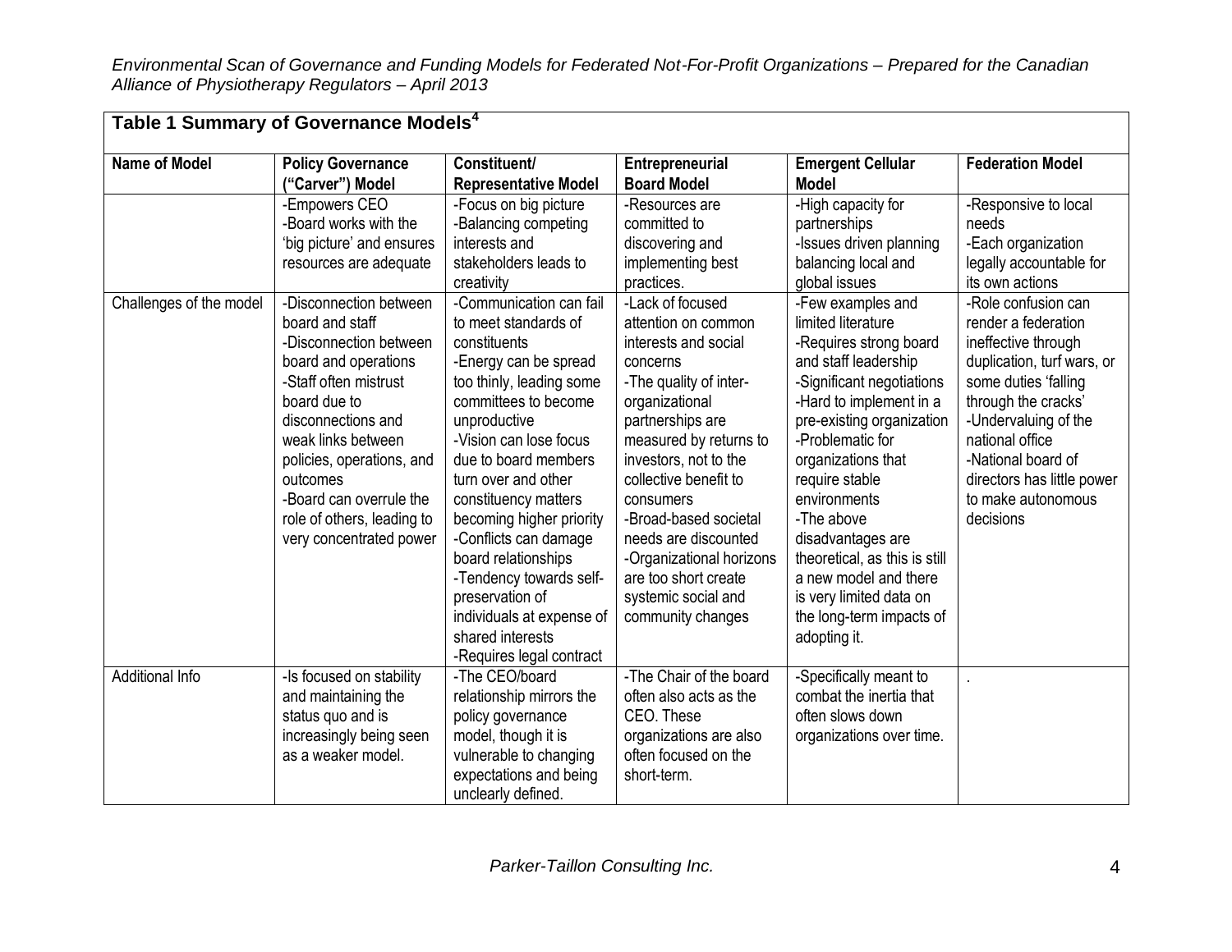**Table 1 Summary of Governance Models[4]**

| Name of Model | Policy Governance ("Carver") Model | Constituent/ Representative Model | Entrepreneurial Board Model | Emergent Cellular Model | Federation Model |
|---|---|---|---|---|---|
| | -Empowers CEO<br>-Board works with the 'big picture' and ensures resources are adequate | -Focus on big picture<br>-Balancing competing interests and stakeholders leads to creativity | -Resources are committed to discovering and implementing best practices. | -High capacity for partnerships<br>-Issues driven planning balancing local and global issues | -Responsive to local needs<br>-Each organization legally accountable for its own actions |
| Challenges of the model | -Disconnection between board and staff<br>-Disconnection between board and operations<br>-Staff often mistrust board due to disconnections and weak links between policies, operations, and outcomes<br>-Board can overrule the role of others, leading to very concentrated power | -Communication can fail to meet standards of constituents<br>-Energy can be spread too thinly, leading some committees to become unproductive<br>-Vision can lose focus due to board members turn over and other constituency matters becoming higher priority<br>-Conflicts can damage board relationships<br>-Tendency towards self-preservation of individuals at expense of shared interests<br>-Requires legal contract | -Lack of focused attention on common interests and social concerns<br>-The quality of inter-organizational partnerships are measured by returns to investors, not to the collective benefit to consumers<br>-Broad-based societal needs are discounted<br>-Organizational horizons are too short create systemic social and community changes | -Few examples and limited literature<br>-Requires strong board and staff leadership<br>-Significant negotiations<br>-Hard to implement in a pre-existing organization<br>-Problematic for organizations that require stable environments<br>-The above disadvantages are theoretical, as this is still a new model and there is very limited data on the long-term impacts of adopting it. | -Role confusion can render a federation ineffective through duplication, turf wars, or some duties 'falling through the cracks'<br>-Undervaluing of the national office<br>-National board of directors has little power to make autonomous decisions |
| Additional Info | -Is focused on stability and maintaining the status quo and is increasingly being seen as a weaker model. | -The CEO/board relationship mirrors the policy governance model, though it is vulnerable to changing expectations and being unclearly defined. | -The Chair of the board often also acts as the CEO. These organizations are also often focused on the short-term. | -Specifically meant to combat the inertia that often slows down organizations over time. | . |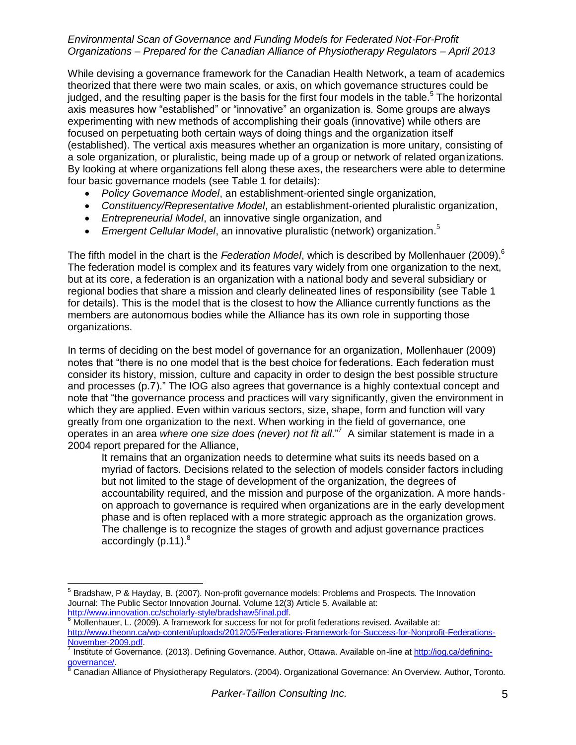While devising a governance framework for the Canadian Health Network, a team of academics theorized that there were two main scales, or axis, on which governance structures could be judged, and the resulting paper is the basis for the first four models in the table.[5] The horizontal axis measures how "established" or "innovative" an organization is. Some groups are always experimenting with new methods of accomplishing their goals (innovative) while others are focused on perpetuating both certain ways of doing things and the organization itself (established). The vertical axis measures whether an organization is more unitary, consisting of a sole organization, or pluralistic, being made up of a group or network of related organizations. By looking at where organizations fell along these axes, the researchers were able to determine four basic governance models (see Table 1 for details):

- *Policy Governance Model*, an establishment-oriented single organization,
- *Constituency/Representative Model*, an establishment-oriented pluralistic organization,
- *Entrepreneurial Model*, an innovative single organization, and
- *Emergent Cellular Model*, an innovative pluralistic (network) organization.[5]

The fifth model in the chart is the *Federation Model*, which is described by Mollenhauer (2009).[6] The federation model is complex and its features vary widely from one organization to the next, but at its core, a federation is an organization with a national body and several subsidiary or regional bodies that share a mission and clearly delineated lines of responsibility (see Table 1 for details). This is the model that is the closest to how the Alliance currently functions as the members are autonomous bodies while the Alliance has its own role in supporting those organizations.

In terms of deciding on the best model of governance for an organization, Mollenhauer (2009) notes that "there is no one model that is the best choice for federations. Each federation must consider its history, mission, culture and capacity in order to design the best possible structure and processes (p.7)." The IOG also agrees that governance is a highly contextual concept and note that "the governance process and practices will vary significantly, given the environment in which they are applied. Even within various sectors, size, shape, form and function will vary greatly from one organization to the next. When working in the field of governance, one operates in an area *where one size does (never) not fit all*."[7] A similar statement is made in a 2004 report prepared for the Alliance,

> It remains that an organization needs to determine what suits its needs based on a myriad of factors. Decisions related to the selection of models consider factors including but not limited to the stage of development of the organization, the degrees of accountability required, and the mission and purpose of the organization. A more hands-on approach to governance is required when organizations are in the early development phase and is often replaced with a more strategic approach as the organization grows. The challenge is to recognize the stages of growth and adjust governance practices accordingly (p.11).[8]

---

[5] Bradshaw, P & Hayday, B. (2007). Non-profit governance models: Problems and Prospects. The Innovation Journal: The Public Sector Innovation Journal. Volume 12(3) Article 5. Available at: http://www.innovation.cc/scholarly-style/bradshaw5final.pdf.

[6] Mollenhauer, L. (2009). A framework for success for not for profit federations revised. Available at: http://www.theonn.ca/wp-content/uploads/2012/05/Federations-Framework-for-Success-for-Nonprofit-Federations-November-2009.pdf.

[7] Institute of Governance. (2013). Defining Governance. Author, Ottawa. Available on-line at http://iog.ca/defining-governance/.

[8] Canadian Alliance of Physiotherapy Regulators. (2004). Organizational Governance: An Overview. Author, Toronto.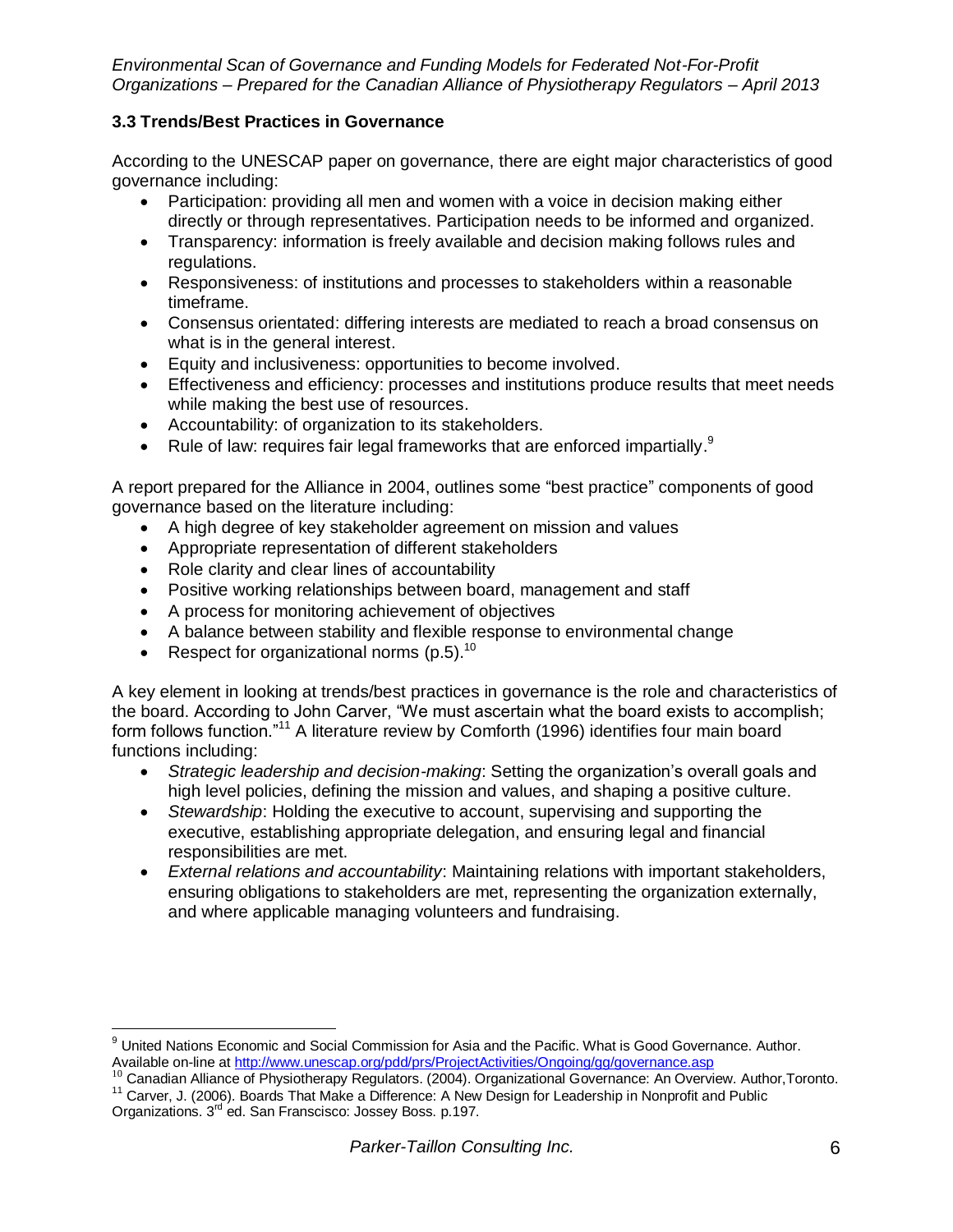### 3.3 Trends/Best Practices in Governance

According to the UNESCAP paper on governance, there are eight major characteristics of good governance including:

- Participation: providing all men and women with a voice in decision making either directly or through representatives. Participation needs to be informed and organized.
- Transparency: information is freely available and decision making follows rules and regulations.
- Responsiveness: of institutions and processes to stakeholders within a reasonable timeframe.
- Consensus orientated: differing interests are mediated to reach a broad consensus on what is in the general interest.
- Equity and inclusiveness: opportunities to become involved.
- Effectiveness and efficiency: processes and institutions produce results that meet needs while making the best use of resources.
- Accountability: of organization to its stakeholders.
- Rule of law: requires fair legal frameworks that are enforced impartially.[9]

A report prepared for the Alliance in 2004, outlines some "best practice" components of good governance based on the literature including:

- A high degree of key stakeholder agreement on mission and values
- Appropriate representation of different stakeholders
- Role clarity and clear lines of accountability
- Positive working relationships between board, management and staff
- A process for monitoring achievement of objectives
- A balance between stability and flexible response to environmental change
- Respect for organizational norms (p.5).[10]

A key element in looking at trends/best practices in governance is the role and characteristics of the board. According to John Carver, "We must ascertain what the board exists to accomplish; form follows function."[11] A literature review by Comforth (1996) identifies four main board functions including:

- *Strategic leadership and decision-making*: Setting the organization's overall goals and high level policies, defining the mission and values, and shaping a positive culture.
- *Stewardship*: Holding the executive to account, supervising and supporting the executive, establishing appropriate delegation, and ensuring legal and financial responsibilities are met.
- *External relations and accountability*: Maintaining relations with important stakeholders, ensuring obligations to stakeholders are met, representing the organization externally, and where applicable managing volunteers and fundraising.

---

[9] United Nations Economic and Social Commission for Asia and the Pacific. What is Good Governance. Author. Available on-line at http://www.unescap.org/pdd/prs/ProjectActivities/Ongoing/gg/governance.asp

[10] Canadian Alliance of Physiotherapy Regulators. (2004). Organizational Governance: An Overview. Author,Toronto.

[11] Carver, J. (2006). Boards That Make a Difference: A New Design for Leadership in Nonprofit and Public Organizations. 3rd ed. San Franscisco: Jossey Boss. p.197.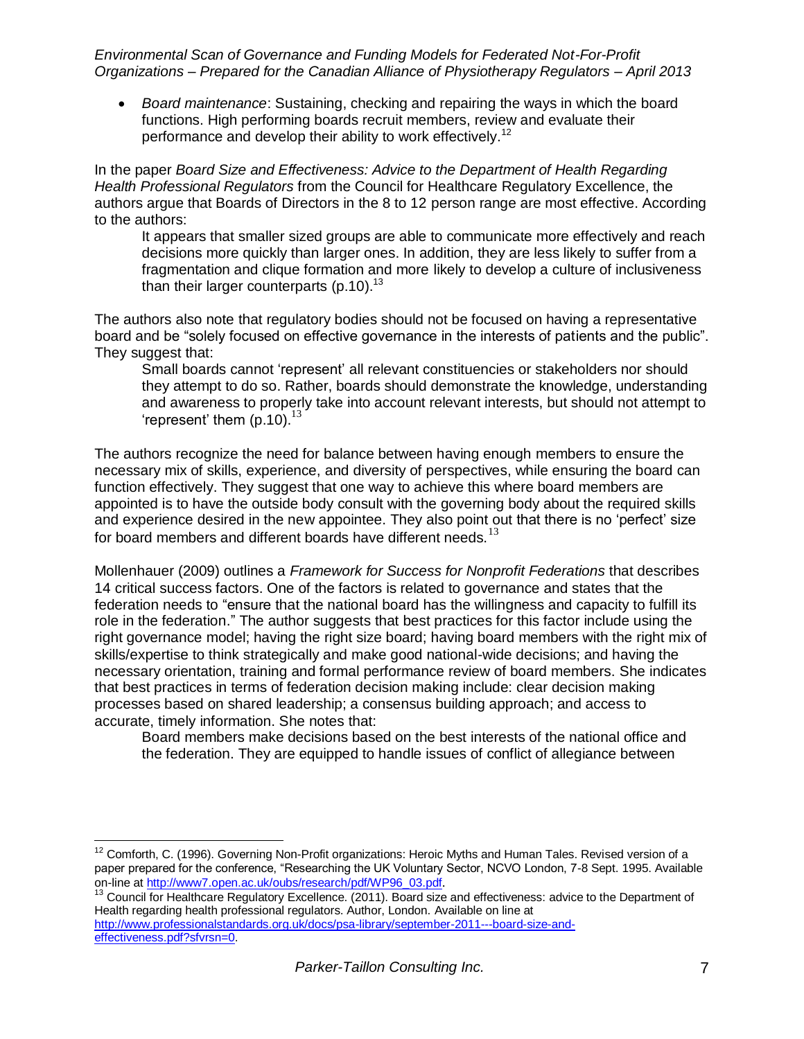- *Board maintenance*: Sustaining, checking and repairing the ways in which the board functions. High performing boards recruit members, review and evaluate their performance and develop their ability to work effectively.[12]

In the paper *Board Size and Effectiveness: Advice to the Department of Health Regarding Health Professional Regulators* from the Council for Healthcare Regulatory Excellence, the authors argue that Boards of Directors in the 8 to 12 person range are most effective. According to the authors:

> It appears that smaller sized groups are able to communicate more effectively and reach decisions more quickly than larger ones. In addition, they are less likely to suffer from a fragmentation and clique formation and more likely to develop a culture of inclusiveness than their larger counterparts (p.10).[13]

The authors also note that regulatory bodies should not be focused on having a representative board and be "solely focused on effective governance in the interests of patients and the public". They suggest that:

> Small boards cannot 'represent' all relevant constituencies or stakeholders nor should they attempt to do so. Rather, boards should demonstrate the knowledge, understanding and awareness to properly take into account relevant interests, but should not attempt to 'represent' them (p.10).[13]

The authors recognize the need for balance between having enough members to ensure the necessary mix of skills, experience, and diversity of perspectives, while ensuring the board can function effectively. They suggest that one way to achieve this where board members are appointed is to have the outside body consult with the governing body about the required skills and experience desired in the new appointee. They also point out that there is no 'perfect' size for board members and different boards have different needs.[13]

Mollenhauer (2009) outlines a *Framework for Success for Nonprofit Federations* that describes 14 critical success factors. One of the factors is related to governance and states that the federation needs to "ensure that the national board has the willingness and capacity to fulfill its role in the federation." The author suggests that best practices for this factor include using the right governance model; having the right size board; having board members with the right mix of skills/expertise to think strategically and make good national-wide decisions; and having the necessary orientation, training and formal performance review of board members. She indicates that best practices in terms of federation decision making include: clear decision making processes based on shared leadership; a consensus building approach; and access to accurate, timely information. She notes that:

> Board members make decisions based on the best interests of the national office and the federation. They are equipped to handle issues of conflict of allegiance between

---

[12] Comforth, C. (1996). Governing Non-Profit organizations: Heroic Myths and Human Tales. Revised version of a paper prepared for the conference, "Researching the UK Voluntary Sector, NCVO London, 7-8 Sept. 1995. Available on-line at http://www7.open.ac.uk/oubs/research/pdf/WP96_03.pdf.

[13] Council for Healthcare Regulatory Excellence. (2011). Board size and effectiveness: advice to the Department of Health regarding health professional regulators. Author, London. Available on line at http://www.professionalstandards.org.uk/docs/psa-library/september-2011---board-size-and-effectiveness.pdf?sfvrsn=0.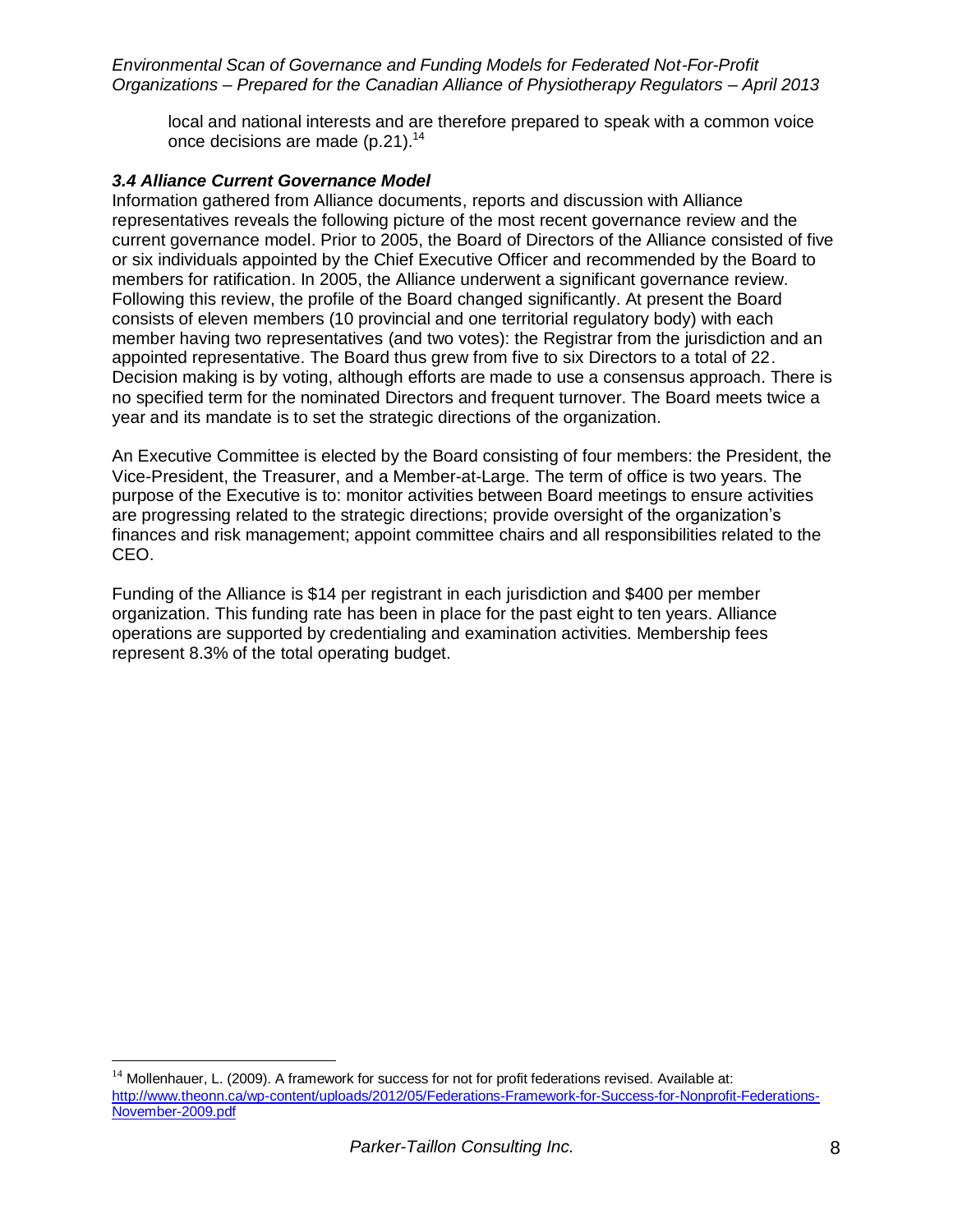local and national interests and are therefore prepared to speak with a common voice once decisions are made (p.21).[14]

### *3.4 Alliance Current Governance Model*

Information gathered from Alliance documents, reports and discussion with Alliance representatives reveals the following picture of the most recent governance review and the current governance model. Prior to 2005, the Board of Directors of the Alliance consisted of five or six individuals appointed by the Chief Executive Officer and recommended by the Board to members for ratification. In 2005, the Alliance underwent a significant governance review. Following this review, the profile of the Board changed significantly. At present the Board consists of eleven members (10 provincial and one territorial regulatory body) with each member having two representatives (and two votes): the Registrar from the jurisdiction and an appointed representative. The Board thus grew from five to six Directors to a total of 22. Decision making is by voting, although efforts are made to use a consensus approach. There is no specified term for the nominated Directors and frequent turnover. The Board meets twice a year and its mandate is to set the strategic directions of the organization.

An Executive Committee is elected by the Board consisting of four members: the President, the Vice-President, the Treasurer, and a Member-at-Large. The term of office is two years. The purpose of the Executive is to: monitor activities between Board meetings to ensure activities are progressing related to the strategic directions; provide oversight of the organization's finances and risk management; appoint committee chairs and all responsibilities related to the CEO.

Funding of the Alliance is $14 per registrant in each jurisdiction and $400 per member organization. This funding rate has been in place for the past eight to ten years. Alliance operations are supported by credentialing and examination activities. Membership fees represent 8.3% of the total operating budget.

---

[14] Mollenhauer, L. (2009). A framework for success for not for profit federations revised. Available at: http://www.theonn.ca/wp-content/uploads/2012/05/Federations-Framework-for-Success-for-Nonprofit-Federations-November-2009.pdf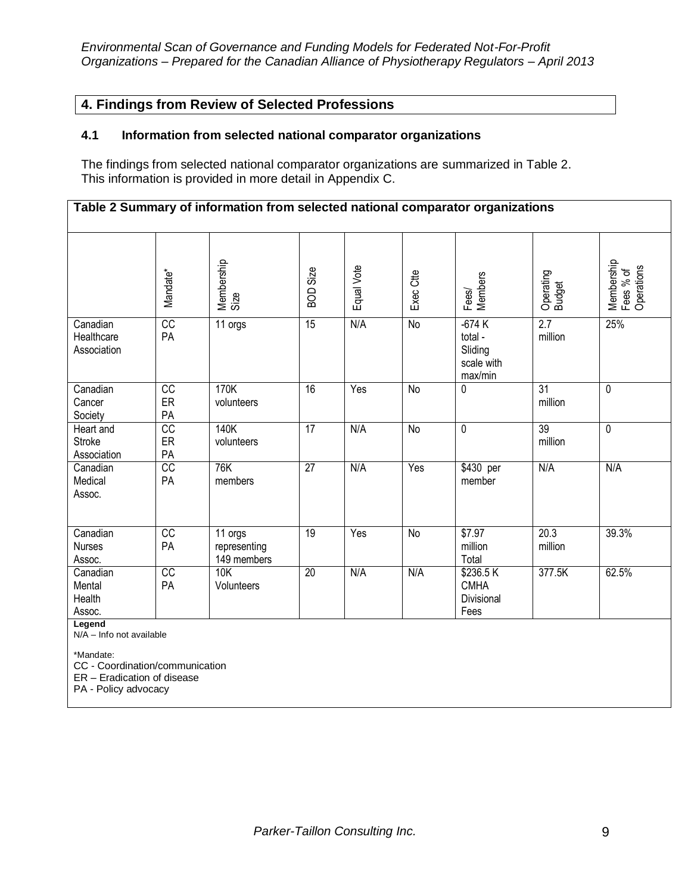## 4. Findings from Review of Selected Professions

### 4.1 Information from selected national comparator organizations

The findings from selected national comparator organizations are summarized in Table 2. This information is provided in more detail in Appendix C.

**Table 2 Summary of information from selected national comparator organizations**

| | Mandate* | Membership Size | BOD Size | Equal Vote | Exec Ctte | Fees/ Members | Operating Budget | Membership Fees % of Operations |
|---|---|---|---|---|---|---|---|---|
| Canadian Healthcare Association | CC PA | 11 orgs | 15 | N/A | No | -674 K total - Sliding scale with max/min | 2.7 million | 25% |
| Canadian Cancer Society | CC ER PA | 170K volunteers | 16 | Yes | No | 0 | 31 million | 0 |
| Heart and Stroke Association | CC ER PA | 140K volunteers | 17 | N/A | No | 0 | 39 million | 0 |
| Canadian Medical Assoc. | CC PA | 76K members | 27 | N/A | Yes | $430 per member | N/A | N/A |
| Canadian Nurses Assoc. | CC PA | 11 orgs representing 149 members | 19 | Yes | No | $7.97 million Total | 20.3 million | 39.3% |
| Canadian Mental Health Assoc. | CC PA | 10K Volunteers | 20 | N/A | N/A | $236.5 K CMHA Divisional Fees | 377.5K | 62.5% |

**Legend**
N/A – Info not available

*Mandate:
CC - Coordination/communication
ER – Eradication of disease
PA - Policy advocacy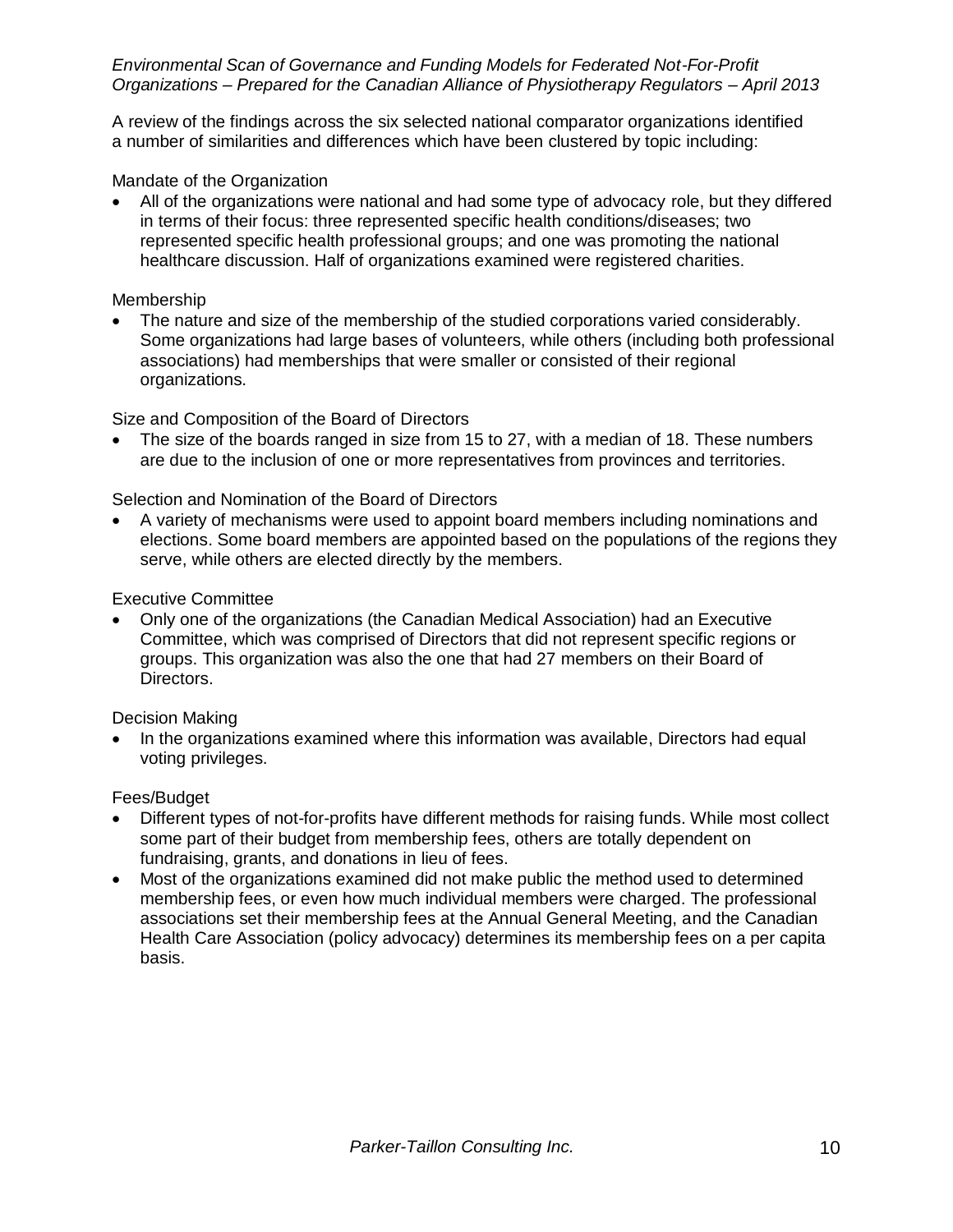A review of the findings across the six selected national comparator organizations identified a number of similarities and differences which have been clustered by topic including:

Mandate of the Organization

- All of the organizations were national and had some type of advocacy role, but they differed in terms of their focus: three represented specific health conditions/diseases; two represented specific health professional groups; and one was promoting the national healthcare discussion. Half of organizations examined were registered charities.

Membership

- The nature and size of the membership of the studied corporations varied considerably. Some organizations had large bases of volunteers, while others (including both professional associations) had memberships that were smaller or consisted of their regional organizations.

Size and Composition of the Board of Directors

- The size of the boards ranged in size from 15 to 27, with a median of 18. These numbers are due to the inclusion of one or more representatives from provinces and territories.

Selection and Nomination of the Board of Directors

- A variety of mechanisms were used to appoint board members including nominations and elections. Some board members are appointed based on the populations of the regions they serve, while others are elected directly by the members.

Executive Committee

- Only one of the organizations (the Canadian Medical Association) had an Executive Committee, which was comprised of Directors that did not represent specific regions or groups. This organization was also the one that had 27 members on their Board of Directors.

Decision Making

- In the organizations examined where this information was available, Directors had equal voting privileges.

Fees/Budget

- Different types of not-for-profits have different methods for raising funds. While most collect some part of their budget from membership fees, others are totally dependent on fundraising, grants, and donations in lieu of fees.
- Most of the organizations examined did not make public the method used to determined membership fees, or even how much individual members were charged. The professional associations set their membership fees at the Annual General Meeting, and the Canadian Health Care Association (policy advocacy) determines its membership fees on a per capita basis.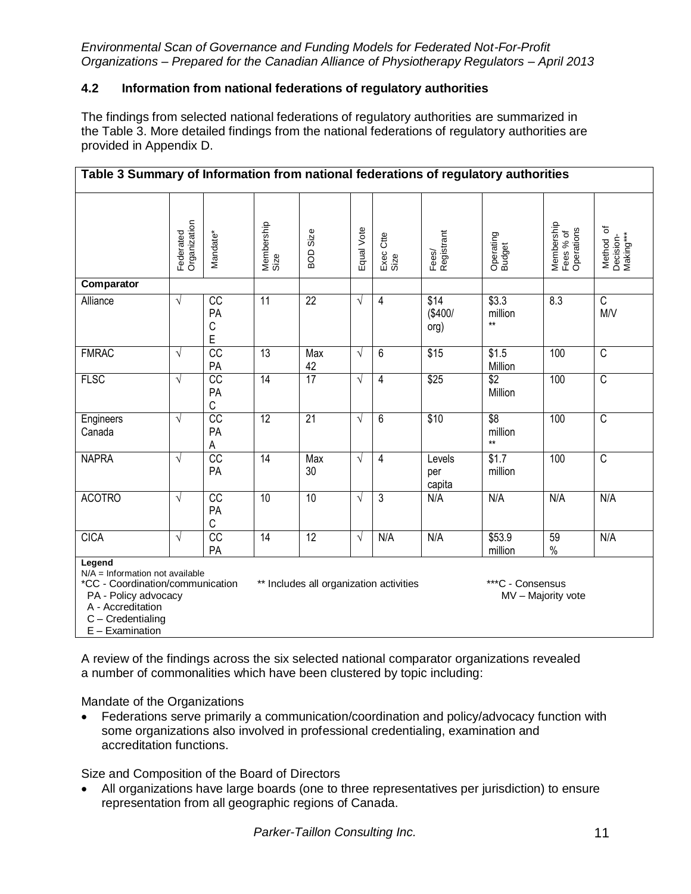### 4.2 Information from national federations of regulatory authorities

The findings from selected national federations of regulatory authorities are summarized in the Table 3. More detailed findings from the national federations of regulatory authorities are provided in Appendix D.

**Table 3 Summary of Information from national federations of regulatory authorities**

| | Federated Organization | Mandate* | Membership Size | BOD Size | Equal Vote | Exec Ctte Size | Fees/ Registrant | Operating Budget | Membership Fees % of Operations | Method of Decision-Making*** |
|---|---|---|---|---|---|---|---|---|---|---|
| **Comparator** | | | | | | | | | | |
| Alliance | √ | CC PA C E | 11 | 22 | √ | 4 | $14 ($400/ org) | $3.3 million ** | 8.3 | C M/V |
| FMRAC | √ | CC PA | 13 | Max 42 | √ | 6 | $15 | $1.5 Million | 100 | C |
| FLSC | √ | CC PA C | 14 | 17 | √ | 4 | $25 | $2 Million | 100 | C |
| Engineers Canada | √ | CC PA A | 12 | 21 | √ | 6 | $10 | $8 million ** | 100 | C |
| NAPRA | √ | CC PA | 14 | Max 30 | √ | 4 | Levels per capita | $1.7 million | 100 | C |
| ACOTRO | √ | CC PA C | 10 | 10 | √ | 3 | N/A | N/A | N/A | N/A |
| CICA | √ | CC PA | 14 | 12 | √ | N/A | N/A | $53.9 million | 59 % | N/A |

**Legend**
N/A = Information not available
*CC - Coordination/communication
PA - Policy advocacy
A - Accreditation
C – Credentialing
E – Examination

** Includes all organization activities

***C - Consensus
MV – Majority vote

A review of the findings across the six selected national comparator organizations revealed a number of commonalities which have been clustered by topic including:

Mandate of the Organizations

- Federations serve primarily a communication/coordination and policy/advocacy function with some organizations also involved in professional credentialing, examination and accreditation functions.

Size and Composition of the Board of Directors

- All organizations have large boards (one to three representatives per jurisdiction) to ensure representation from all geographic regions of Canada.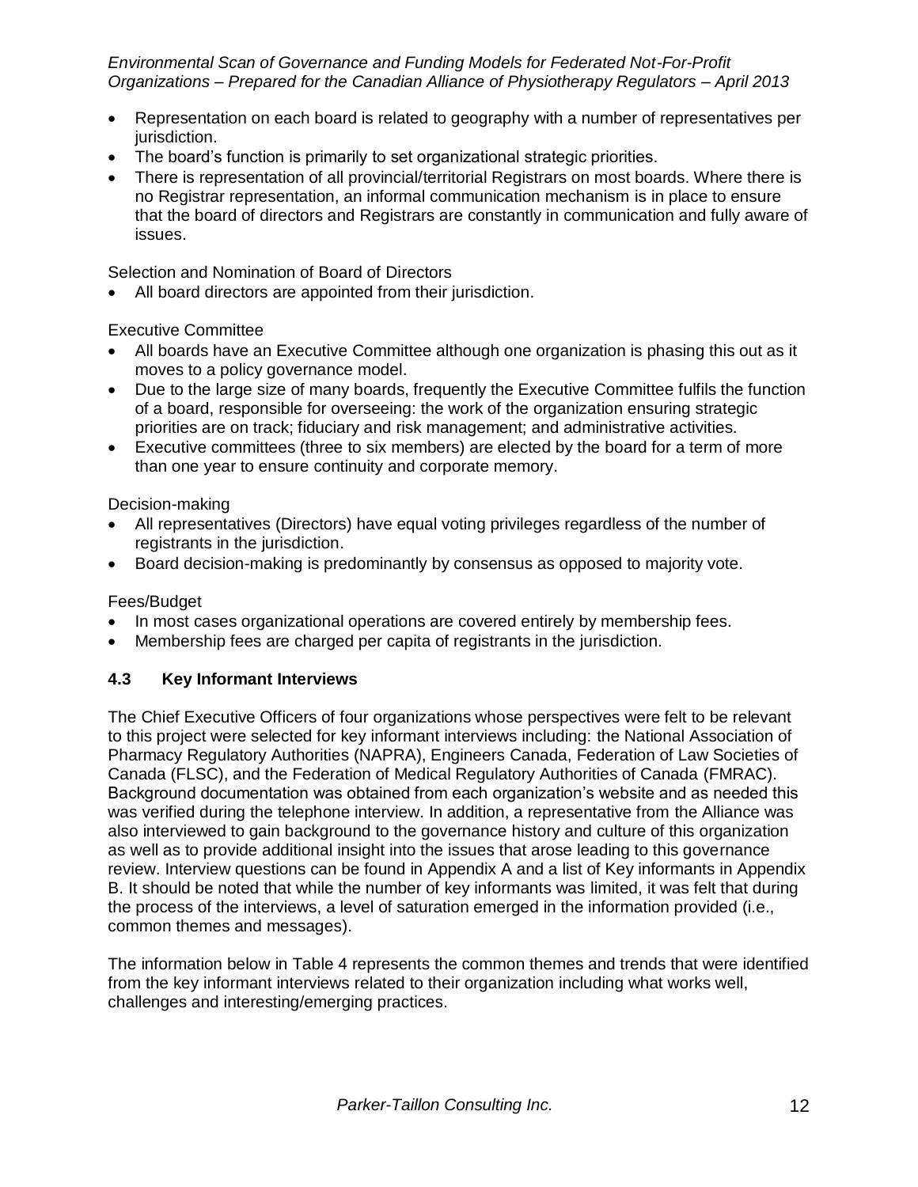- Representation on each board is related to geography with a number of representatives per jurisdiction.
- The board's function is primarily to set organizational strategic priorities.
- There is representation of all provincial/territorial Registrars on most boards. Where there is no Registrar representation, an informal communication mechanism is in place to ensure that the board of directors and Registrars are constantly in communication and fully aware of issues.

Selection and Nomination of Board of Directors

- All board directors are appointed from their jurisdiction.

Executive Committee

- All boards have an Executive Committee although one organization is phasing this out as it moves to a policy governance model.
- Due to the large size of many boards, frequently the Executive Committee fulfils the function of a board, responsible for overseeing: the work of the organization ensuring strategic priorities are on track; fiduciary and risk management; and administrative activities.
- Executive committees (three to six members) are elected by the board for a term of more than one year to ensure continuity and corporate memory.

Decision-making

- All representatives (Directors) have equal voting privileges regardless of the number of registrants in the jurisdiction.
- Board decision-making is predominantly by consensus as opposed to majority vote.

Fees/Budget

- In most cases organizational operations are covered entirely by membership fees.
- Membership fees are charged per capita of registrants in the jurisdiction.

### 4.3 Key Informant Interviews

The Chief Executive Officers of four organizations whose perspectives were felt to be relevant to this project were selected for key informant interviews including: the National Association of Pharmacy Regulatory Authorities (NAPRA), Engineers Canada, Federation of Law Societies of Canada (FLSC), and the Federation of Medical Regulatory Authorities of Canada (FMRAC). Background documentation was obtained from each organization's website and as needed this was verified during the telephone interview. In addition, a representative from the Alliance was also interviewed to gain background to the governance history and culture of this organization as well as to provide additional insight into the issues that arose leading to this governance review. Interview questions can be found in Appendix A and a list of Key informants in Appendix B. It should be noted that while the number of key informants was limited, it was felt that during the process of the interviews, a level of saturation emerged in the information provided (i.e., common themes and messages).

The information below in Table 4 represents the common themes and trends that were identified from the key informant interviews related to their organization including what works well, challenges and interesting/emerging practices.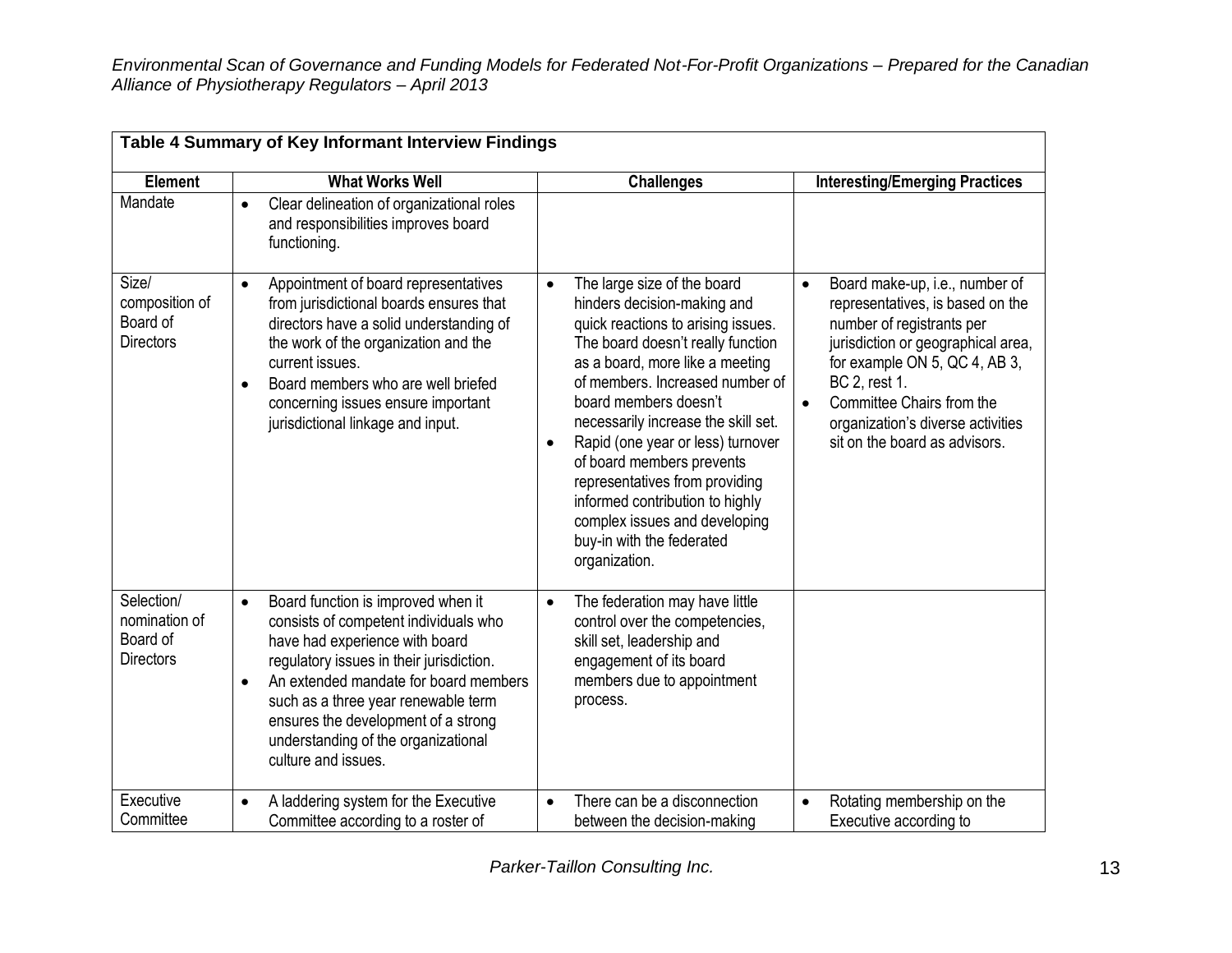**Table 4 Summary of Key Informant Interview Findings**

| Element | What Works Well | Challenges | Interesting/Emerging Practices |
|---|---|---|---|
| Mandate | • Clear delineation of organizational roles and responsibilities improves board functioning. | | |
| Size/ composition of Board of Directors | • Appointment of board representatives from jurisdictional boards ensures that directors have a solid understanding of the work of the organization and the current issues.<br>• Board members who are well briefed concerning issues ensure important jurisdictional linkage and input. | • The large size of the board hinders decision-making and quick reactions to arising issues. The board doesn't really function as a board, more like a meeting of members. Increased number of board members doesn't necessarily increase the skill set.<br>• Rapid (one year or less) turnover of board members prevents representatives from providing informed contribution to highly complex issues and developing buy-in with the federated organization. | • Board make-up, i.e., number of representatives, is based on the number of registrants per jurisdiction or geographical area, for example ON 5, QC 4, AB 3, BC 2, rest 1.<br>• Committee Chairs from the organization's diverse activities sit on the board as advisors. |
| Selection/ nomination of Board of Directors | • Board function is improved when it consists of competent individuals who have had experience with board regulatory issues in their jurisdiction.<br>• An extended mandate for board members such as a three year renewable term ensures the development of a strong understanding of the organizational culture and issues. | • The federation may have little control over the competencies, skill set, leadership and engagement of its board members due to appointment process. | |
| Executive Committee | • A laddering system for the Executive Committee according to a roster of | • There can be a disconnection between the decision-making | • Rotating membership on the Executive according to |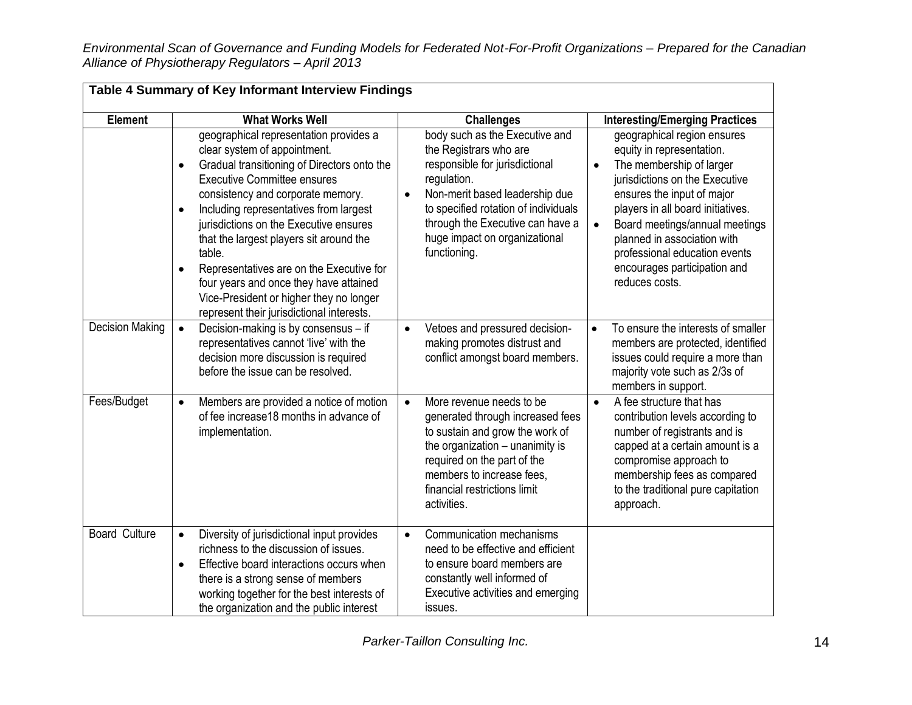**Table 4 Summary of Key Informant Interview Findings**

| Element | What Works Well | Challenges | Interesting/Emerging Practices |
|---|---|---|---|
| | geographical representation provides a clear system of appointment.<br>• Gradual transitioning of Directors onto the Executive Committee ensures consistency and corporate memory.<br>• Including representatives from largest jurisdictions on the Executive ensures that the largest players sit around the table.<br>• Representatives are on the Executive for four years and once they have attained Vice-President or higher they no longer represent their jurisdictional interests. | body such as the Executive and the Registrars who are responsible for jurisdictional regulation.<br>• Non-merit based leadership due to specified rotation of individuals through the Executive can have a huge impact on organizational functioning. | geographical region ensures equity in representation.<br>• The membership of larger jurisdictions on the Executive ensures the input of major players in all board initiatives.<br>• Board meetings/annual meetings planned in association with professional education events encourages participation and reduces costs. |
| Decision Making | • Decision-making is by consensus – if representatives cannot 'live' with the decision more discussion is required before the issue can be resolved. | • Vetoes and pressured decision-making promotes distrust and conflict amongst board members. | • To ensure the interests of smaller members are protected, identified issues could require a more than majority vote such as 2/3s of members in support. |
| Fees/Budget | • Members are provided a notice of motion of fee increase18 months in advance of implementation. | • More revenue needs to be generated through increased fees to sustain and grow the work of the organization – unanimity is required on the part of the members to increase fees, financial restrictions limit activities. | • A fee structure that has contribution levels according to number of registrants and is capped at a certain amount is a compromise approach to membership fees as compared to the traditional pure capitation approach. |
| Board Culture | • Diversity of jurisdictional input provides richness to the discussion of issues.<br>• Effective board interactions occurs when there is a strong sense of members working together for the best interests of the organization and the public interest | • Communication mechanisms need to be effective and efficient to ensure board members are constantly well informed of Executive activities and emerging issues. | |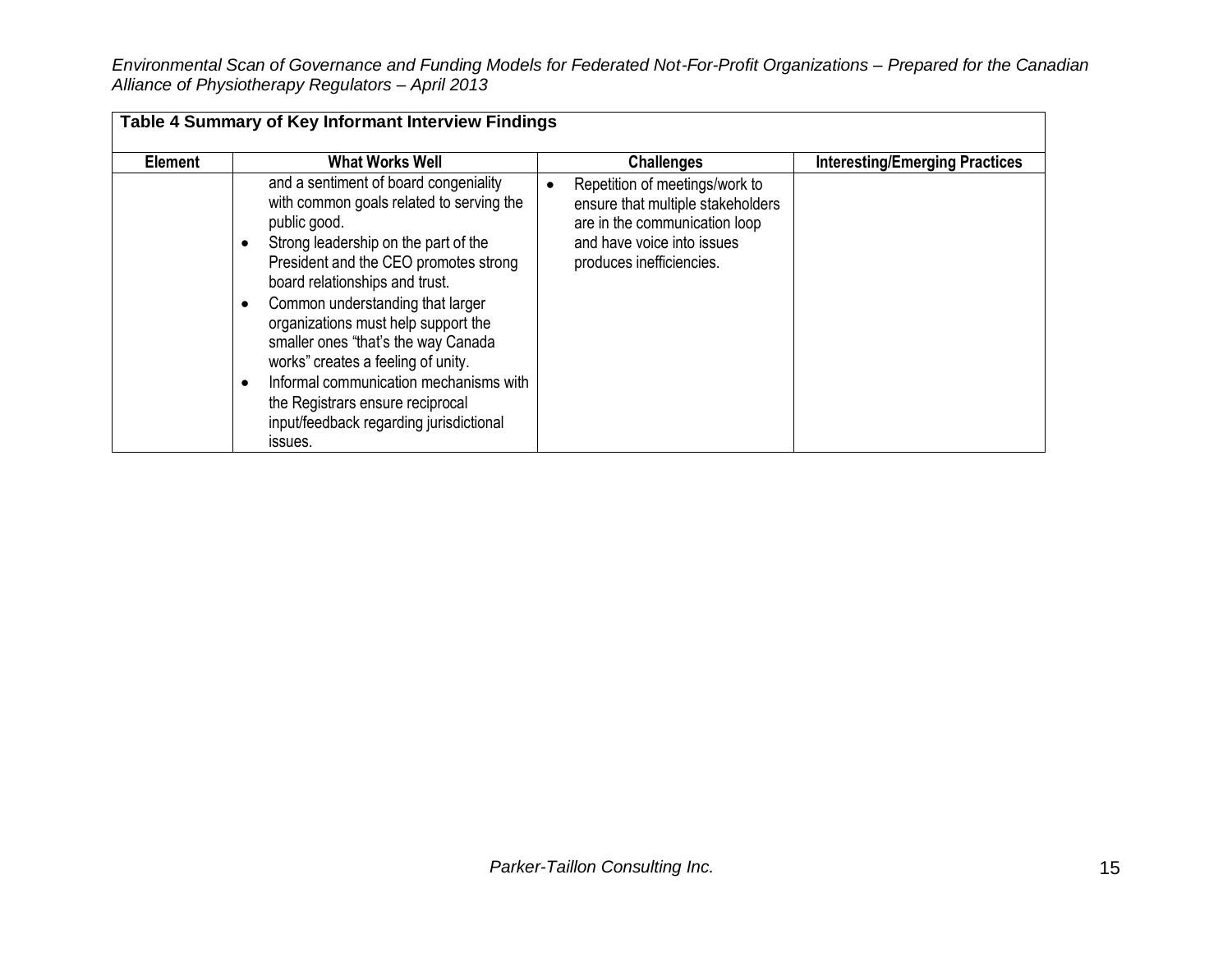| Table 4 Summary of Key Informant Interview Findings | | | |
|---|---|---|---|
| **Element** | **What Works Well** | **Challenges** | **Interesting/Emerging Practices** |
| | and a sentiment of board congeniality with common goals related to serving the public good.<br>• Strong leadership on the part of the President and the CEO promotes strong board relationships and trust.<br>• Common understanding that larger organizations must help support the smaller ones "that's the way Canada works" creates a feeling of unity.<br>• Informal communication mechanisms with the Registrars ensure reciprocal input/feedback regarding jurisdictional issues. | • Repetition of meetings/work to ensure that multiple stakeholders are in the communication loop and have voice into issues produces inefficiencies. | |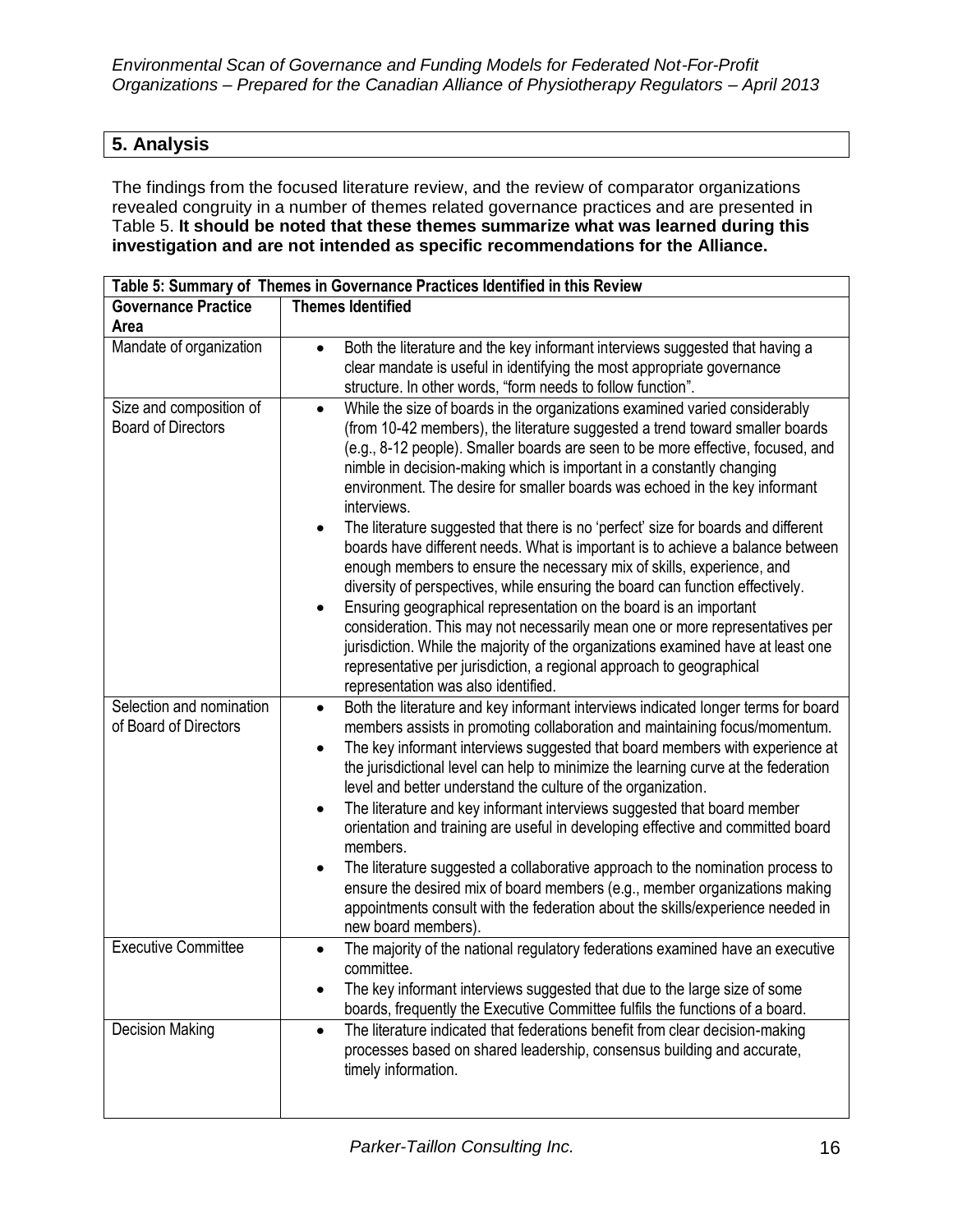## 5. Analysis

The findings from the focused literature review, and the review of comparator organizations revealed congruity in a number of themes related governance practices and are presented in Table 5. **It should be noted that these themes summarize what was learned during this investigation and are not intended as specific recommendations for the Alliance.**

| Table 5: Summary of Themes in Governance Practices Identified in this Review | |
|---|---|
| **Governance Practice Area** | **Themes Identified** |
| Mandate of organization | • Both the literature and the key informant interviews suggested that having a clear mandate is useful in identifying the most appropriate governance structure. In other words, "form needs to follow function". |
| Size and composition of Board of Directors | • While the size of boards in the organizations examined varied considerably (from 10-42 members), the literature suggested a trend toward smaller boards (e.g., 8-12 people). Smaller boards are seen to be more effective, focused, and nimble in decision-making which is important in a constantly changing environment. The desire for smaller boards was echoed in the key informant interviews.<br>• The literature suggested that there is no 'perfect' size for boards and different boards have different needs. What is important is to achieve a balance between enough members to ensure the necessary mix of skills, experience, and diversity of perspectives, while ensuring the board can function effectively.<br>• Ensuring geographical representation on the board is an important consideration. This may not necessarily mean one or more representatives per jurisdiction. While the majority of the organizations examined have at least one representative per jurisdiction, a regional approach to geographical representation was also identified. |
| Selection and nomination of Board of Directors | • Both the literature and key informant interviews indicated longer terms for board members assists in promoting collaboration and maintaining focus/momentum.<br>• The key informant interviews suggested that board members with experience at the jurisdictional level can help to minimize the learning curve at the federation level and better understand the culture of the organization.<br>• The literature and key informant interviews suggested that board member orientation and training are useful in developing effective and committed board members.<br>• The literature suggested a collaborative approach to the nomination process to ensure the desired mix of board members (e.g., member organizations making appointments consult with the federation about the skills/experience needed in new board members). |
| Executive Committee | • The majority of the national regulatory federations examined have an executive committee.<br>• The key informant interviews suggested that due to the large size of some boards, frequently the Executive Committee fulfils the functions of a board. |
| Decision Making | • The literature indicated that federations benefit from clear decision-making processes based on shared leadership, consensus building and accurate, timely information. |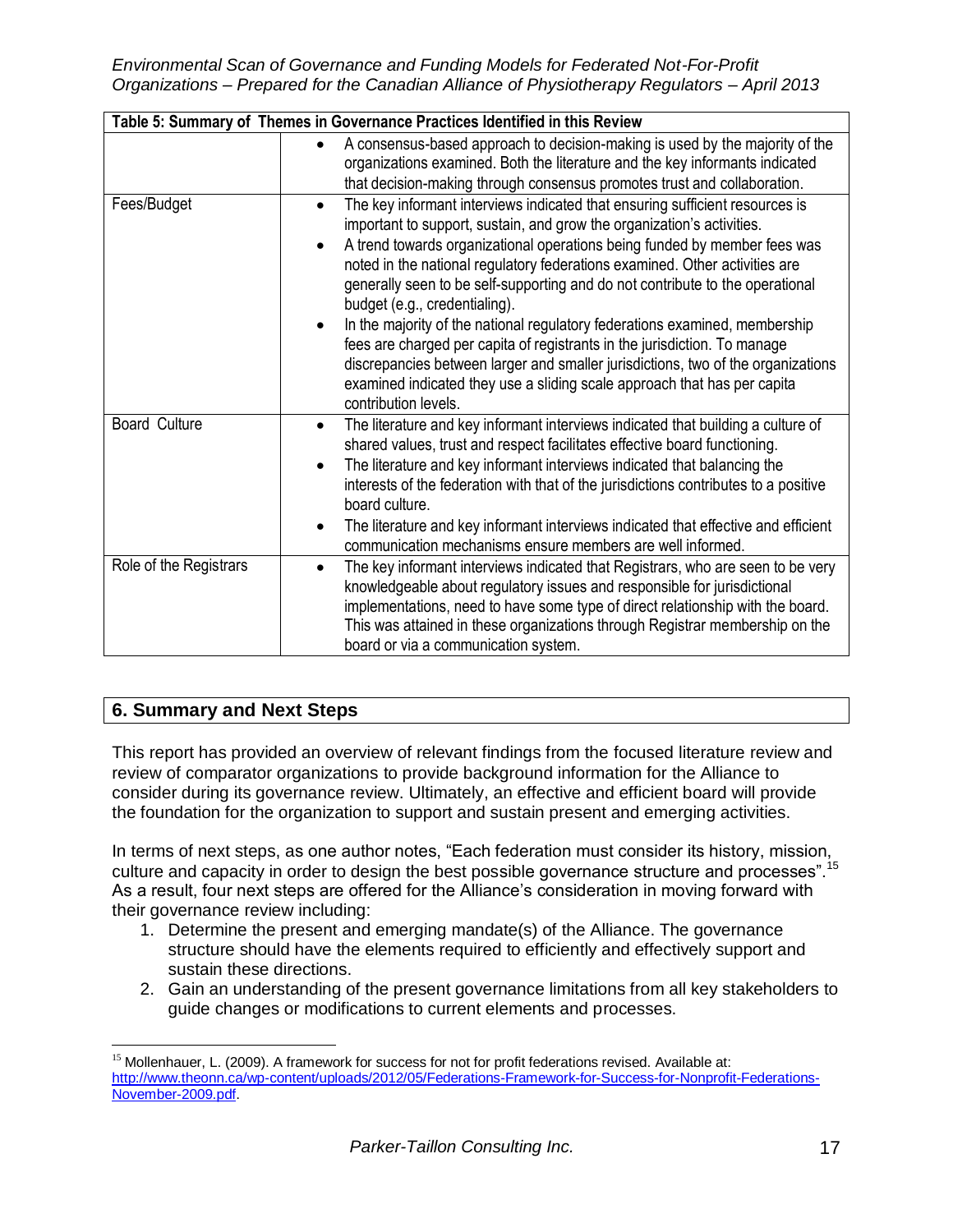| Table 5: Summary of Themes in Governance Practices Identified in this Review | |
|---|---|
| | • A consensus-based approach to decision-making is used by the majority of the organizations examined. Both the literature and the key informants indicated that decision-making through consensus promotes trust and collaboration. |
| Fees/Budget | • The key informant interviews indicated that ensuring sufficient resources is important to support, sustain, and grow the organization's activities.<br>• A trend towards organizational operations being funded by member fees was noted in the national regulatory federations examined. Other activities are generally seen to be self-supporting and do not contribute to the operational budget (e.g., credentialing).<br>• In the majority of the national regulatory federations examined, membership fees are charged per capita of registrants in the jurisdiction. To manage discrepancies between larger and smaller jurisdictions, two of the organizations examined indicated they use a sliding scale approach that has per capita contribution levels. |
| Board Culture | • The literature and key informant interviews indicated that building a culture of shared values, trust and respect facilitates effective board functioning.<br>• The literature and key informant interviews indicated that balancing the interests of the federation with that of the jurisdictions contributes to a positive board culture.<br>• The literature and key informant interviews indicated that effective and efficient communication mechanisms ensure members are well informed. |
| Role of the Registrars | • The key informant interviews indicated that Registrars, who are seen to be very knowledgeable about regulatory issues and responsible for jurisdictional implementations, need to have some type of direct relationship with the board. This was attained in these organizations through Registrar membership on the board or via a communication system. |

## 6. Summary and Next Steps

This report has provided an overview of relevant findings from the focused literature review and review of comparator organizations to provide background information for the Alliance to consider during its governance review. Ultimately, an effective and efficient board will provide the foundation for the organization to support and sustain present and emerging activities.

In terms of next steps, as one author notes, "Each federation must consider its history, mission, culture and capacity in order to design the best possible governance structure and processes".[15] As a result, four next steps are offered for the Alliance's consideration in moving forward with their governance review including:

1. Determine the present and emerging mandate(s) of the Alliance. The governance structure should have the elements required to efficiently and effectively support and sustain these directions.
2. Gain an understanding of the present governance limitations from all key stakeholders to guide changes or modifications to current elements and processes.

[15] Mollenhauer, L. (2009). A framework for success for not for profit federations revised. Available at: http://www.theonn.ca/wp-content/uploads/2012/05/Federations-Framework-for-Success-for-Nonprofit-Federations-November-2009.pdf.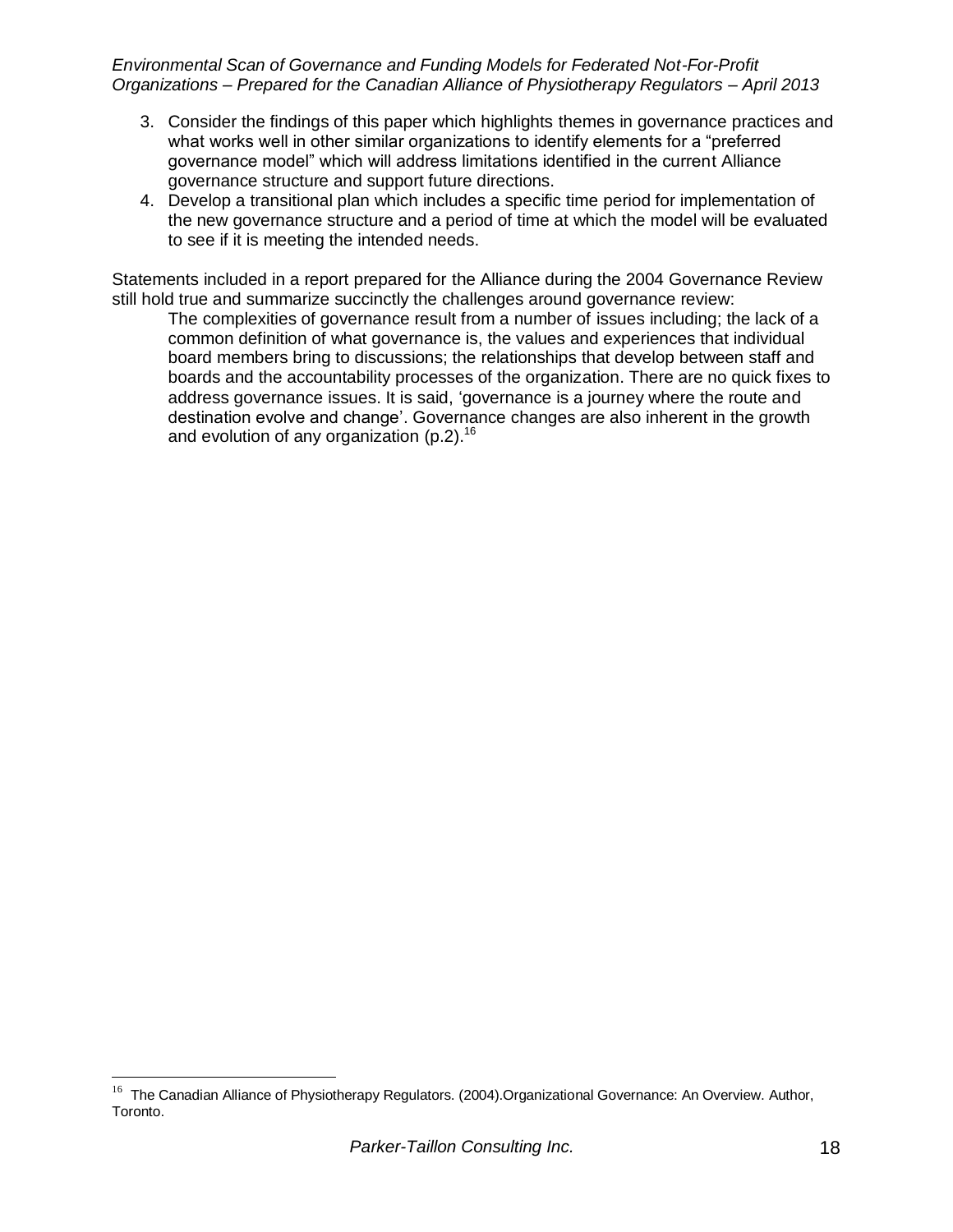3. Consider the findings of this paper which highlights themes in governance practices and what works well in other similar organizations to identify elements for a "preferred governance model" which will address limitations identified in the current Alliance governance structure and support future directions.
4. Develop a transitional plan which includes a specific time period for implementation of the new governance structure and a period of time at which the model will be evaluated to see if it is meeting the intended needs.

Statements included in a report prepared for the Alliance during the 2004 Governance Review still hold true and summarize succinctly the challenges around governance review:

> The complexities of governance result from a number of issues including; the lack of a common definition of what governance is, the values and experiences that individual board members bring to discussions; the relationships that develop between staff and boards and the accountability processes of the organization. There are no quick fixes to address governance issues. It is said, 'governance is a journey where the route and destination evolve and change'. Governance changes are also inherent in the growth and evolution of any organization (p.2).[16]

[16] The Canadian Alliance of Physiotherapy Regulators. (2004).Organizational Governance: An Overview. Author, Toronto.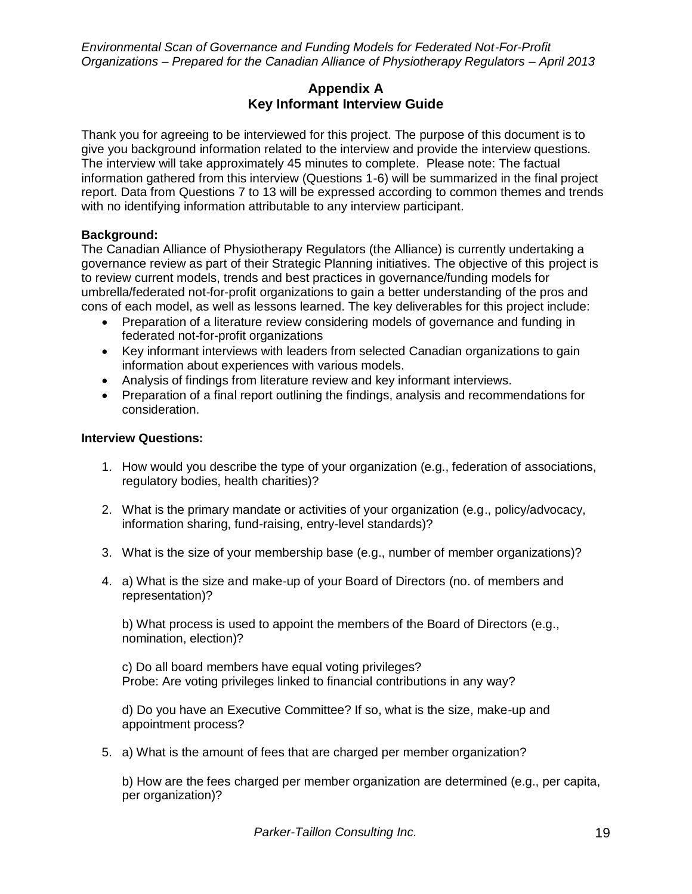## Appendix A
## Key Informant Interview Guide

Thank you for agreeing to be interviewed for this project. The purpose of this document is to give you background information related to the interview and provide the interview questions. The interview will take approximately 45 minutes to complete. Please note: The factual information gathered from this interview (Questions 1-6) will be summarized in the final project report. Data from Questions 7 to 13 will be expressed according to common themes and trends with no identifying information attributable to any interview participant.

**Background:**
The Canadian Alliance of Physiotherapy Regulators (the Alliance) is currently undertaking a governance review as part of their Strategic Planning initiatives. The objective of this project is to review current models, trends and best practices in governance/funding models for umbrella/federated not-for-profit organizations to gain a better understanding of the pros and cons of each model, as well as lessons learned. The key deliverables for this project include:

- Preparation of a literature review considering models of governance and funding in federated not-for-profit organizations
- Key informant interviews with leaders from selected Canadian organizations to gain information about experiences with various models.
- Analysis of findings from literature review and key informant interviews.
- Preparation of a final report outlining the findings, analysis and recommendations for consideration.

**Interview Questions:**

1. How would you describe the type of your organization (e.g., federation of associations, regulatory bodies, health charities)?

2. What is the primary mandate or activities of your organization (e.g., policy/advocacy, information sharing, fund-raising, entry-level standards)?

3. What is the size of your membership base (e.g., number of member organizations)?

4. a) What is the size and make-up of your Board of Directors (no. of members and representation)?

   b) What process is used to appoint the members of the Board of Directors (e.g., nomination, election)?

   c) Do all board members have equal voting privileges?
   Probe: Are voting privileges linked to financial contributions in any way?

   d) Do you have an Executive Committee? If so, what is the size, make-up and appointment process?

5. a) What is the amount of fees that are charged per member organization?

   b) How are the fees charged per member organization are determined (e.g., per capita, per organization)?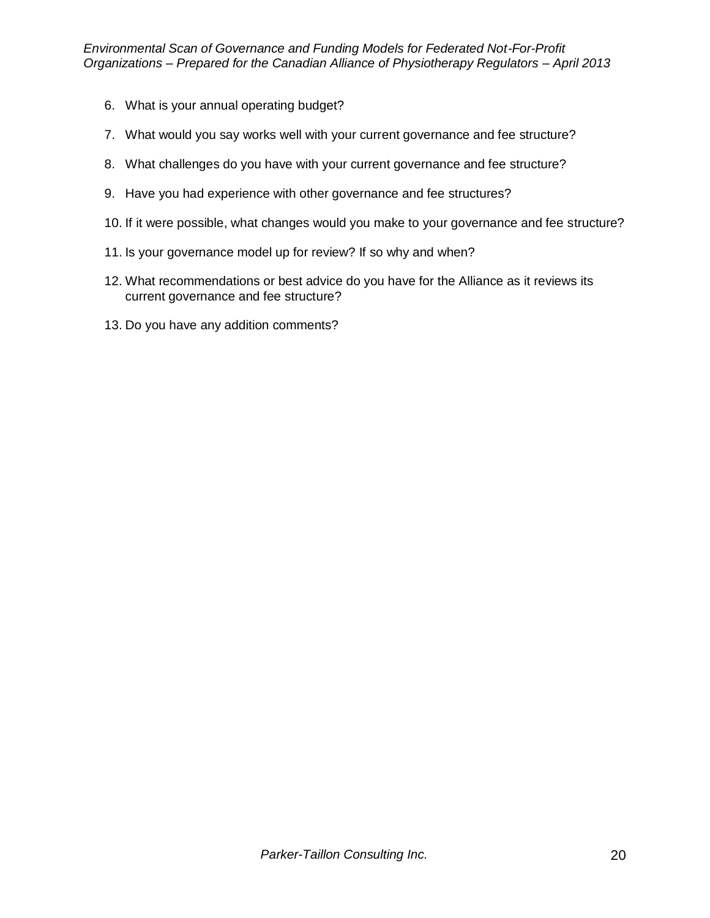6. What is your annual operating budget?
7. What would you say works well with your current governance and fee structure?
8. What challenges do you have with your current governance and fee structure?
9. Have you had experience with other governance and fee structures?
10. If it were possible, what changes would you make to your governance and fee structure?
11. Is your governance model up for review? If so why and when?
12. What recommendations or best advice do you have for the Alliance as it reviews its current governance and fee structure?
13. Do you have any addition comments?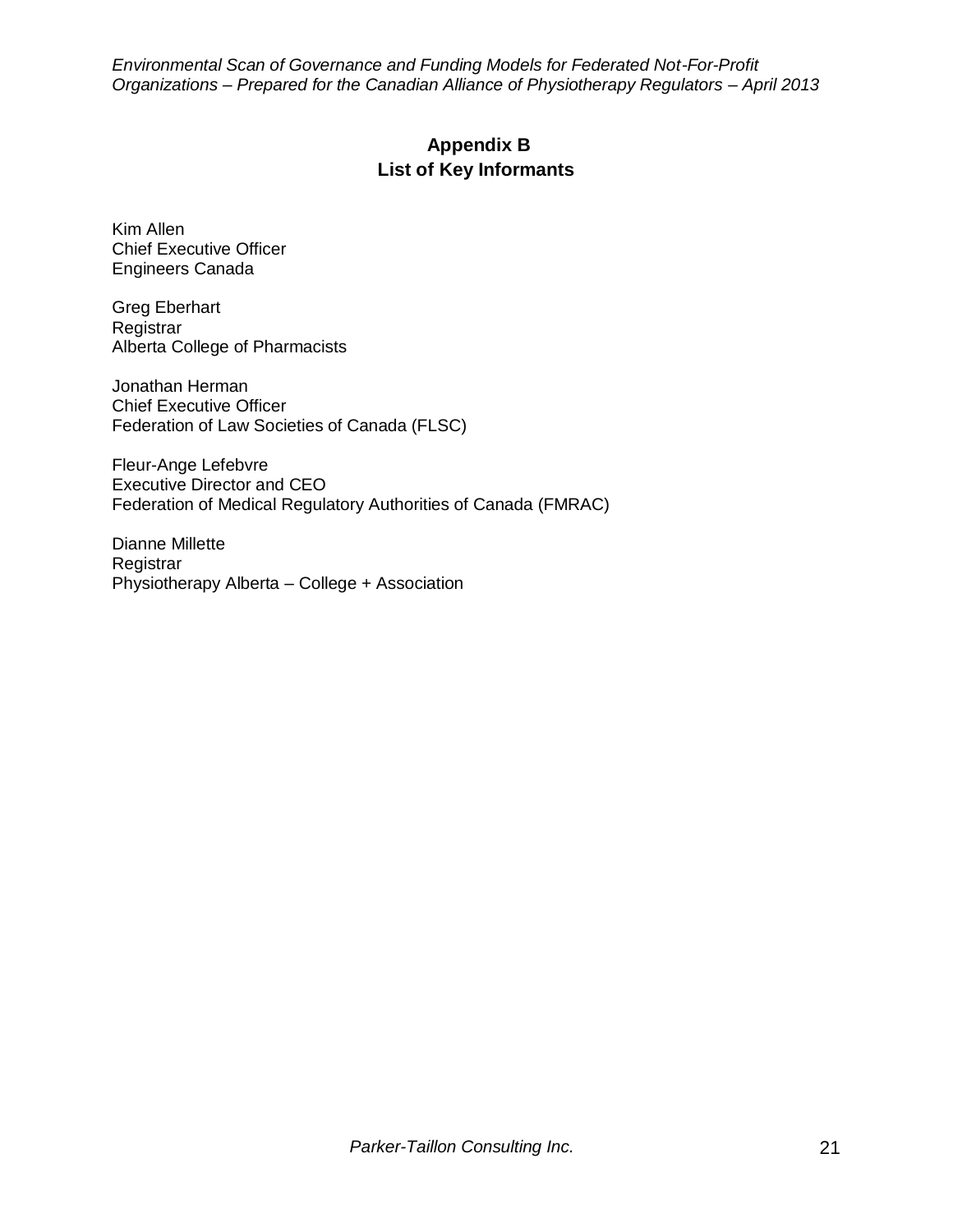## Appendix B
## List of Key Informants

Kim Allen
Chief Executive Officer
Engineers Canada

Greg Eberhart
Registrar
Alberta College of Pharmacists

Jonathan Herman
Chief Executive Officer
Federation of Law Societies of Canada (FLSC)

Fleur-Ange Lefebvre
Executive Director and CEO
Federation of Medical Regulatory Authorities of Canada (FMRAC)

Dianne Millette
Registrar
Physiotherapy Alberta – College + Association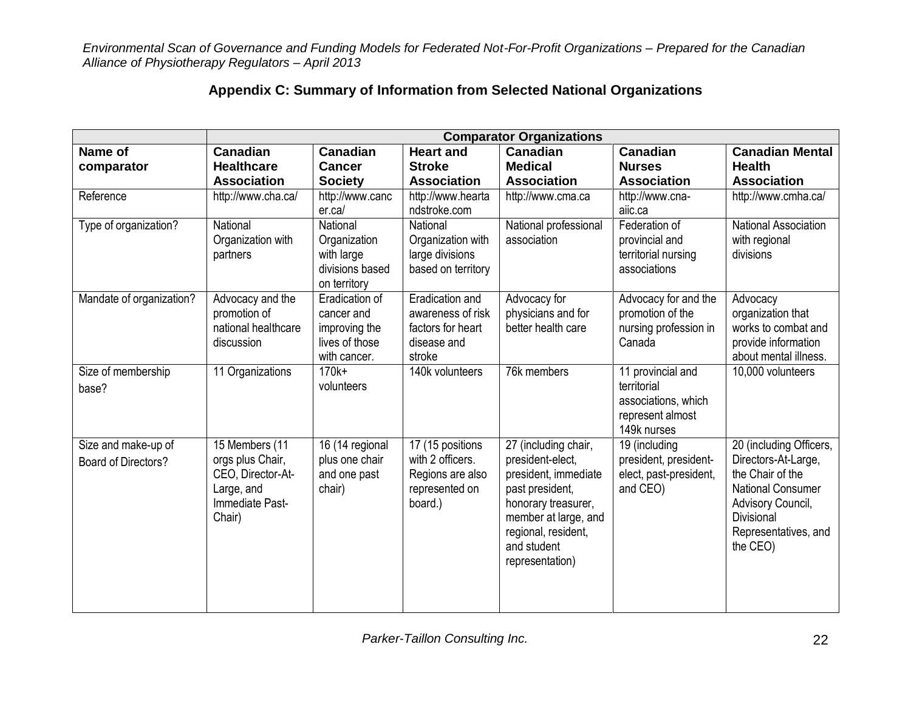## Appendix C: Summary of Information from Selected National Organizations

| | Comparator Organizations | | | | | |
|---|---|---|---|---|---|---|
| **Name of comparator** | **Canadian Healthcare Association** | **Canadian Cancer Society** | **Heart and Stroke Association** | **Canadian Medical Association** | **Canadian Nurses Association** | **Canadian Mental Health Association** |
| Reference | http://www.cha.ca/ | http://www.cancer.ca/ | http://www.heartandstroke.com | http://www.cma.ca | http://www.cna-aiic.ca | http://www.cmha.ca/ |
| Type of organization? | National Organization with partners | National Organization with large divisions based on territory | National Organization with large divisions based on territory | National professional association | Federation of provincial and territorial nursing associations | National Association with regional divisions |
| Mandate of organization? | Advocacy and the promotion of national healthcare discussion | Eradication of cancer and improving the lives of those with cancer. | Eradication and awareness of risk factors for heart disease and stroke | Advocacy for physicians and for better health care | Advocacy for and the promotion of the nursing profession in Canada | Advocacy organization that works to combat and provide information about mental illness. |
| Size of membership base? | 11 Organizations | 170k+ volunteers | 140k volunteers | 76k members | 11 provincial and territorial associations, which represent almost 149k nurses | 10,000 volunteers |
| Size and make-up of Board of Directors? | 15 Members (11 orgs plus Chair, CEO, Director-At-Large, and Immediate Past-Chair) | 16 (14 regional plus one chair and one past chair) | 17 (15 positions with 2 officers. Regions are also represented on board.) | 27 (including chair, president-elect, president, immediate past president, honorary treasurer, member at large, and regional, resident, and student representation) | 19 (including president, president-elect, past-president, and CEO) | 20 (including Officers, Directors-At-Large, the Chair of the National Consumer Advisory Council, Divisional Representatives, and the CEO) |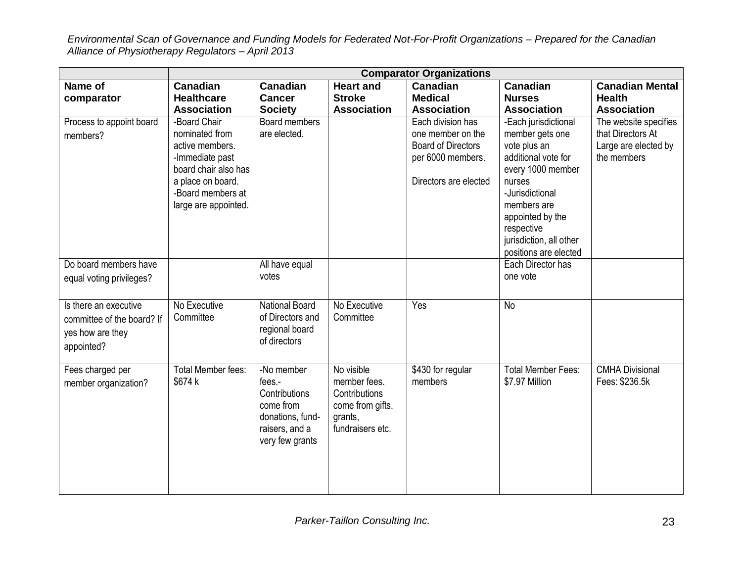| | Comparator Organizations | | | | | |
|---|---|---|---|---|---|---|
| **Name of comparator** | **Canadian Healthcare Association** | **Canadian Cancer Society** | **Heart and Stroke Association** | **Canadian Medical Association** | **Canadian Nurses Association** | **Canadian Mental Health Association** |
| Process to appoint board members? | -Board Chair nominated from active members.<br>-Immediate past board chair also has a place on board.<br>-Board members at large are appointed. | Board members are elected. | | Each division has one member on the Board of Directors per 6000 members.<br><br>Directors are elected | -Each jurisdictional member gets one vote plus an additional vote for every 1000 member nurses<br>-Jurisdictional members are appointed by the respective jurisdiction, all other positions are elected | The website specifies that Directors At Large are elected by the members |
| Do board members have equal voting privileges? | | All have equal votes | | | Each Director has one vote | |
| Is there an executive committee of the board? If yes how are they appointed? | No Executive Committee | National Board of Directors and regional board of directors | No Executive Committee | Yes | No | |
| Fees charged per member organization? | Total Member fees: $674 k | -No member fees.-Contributions come from donations, fund-raisers, and a very few grants | No visible member fees. Contributions come from gifts, grants, fundraisers etc. | $430 for regular members | Total Member Fees: $7.97 Million | CMHA Divisional Fees: $236.5k |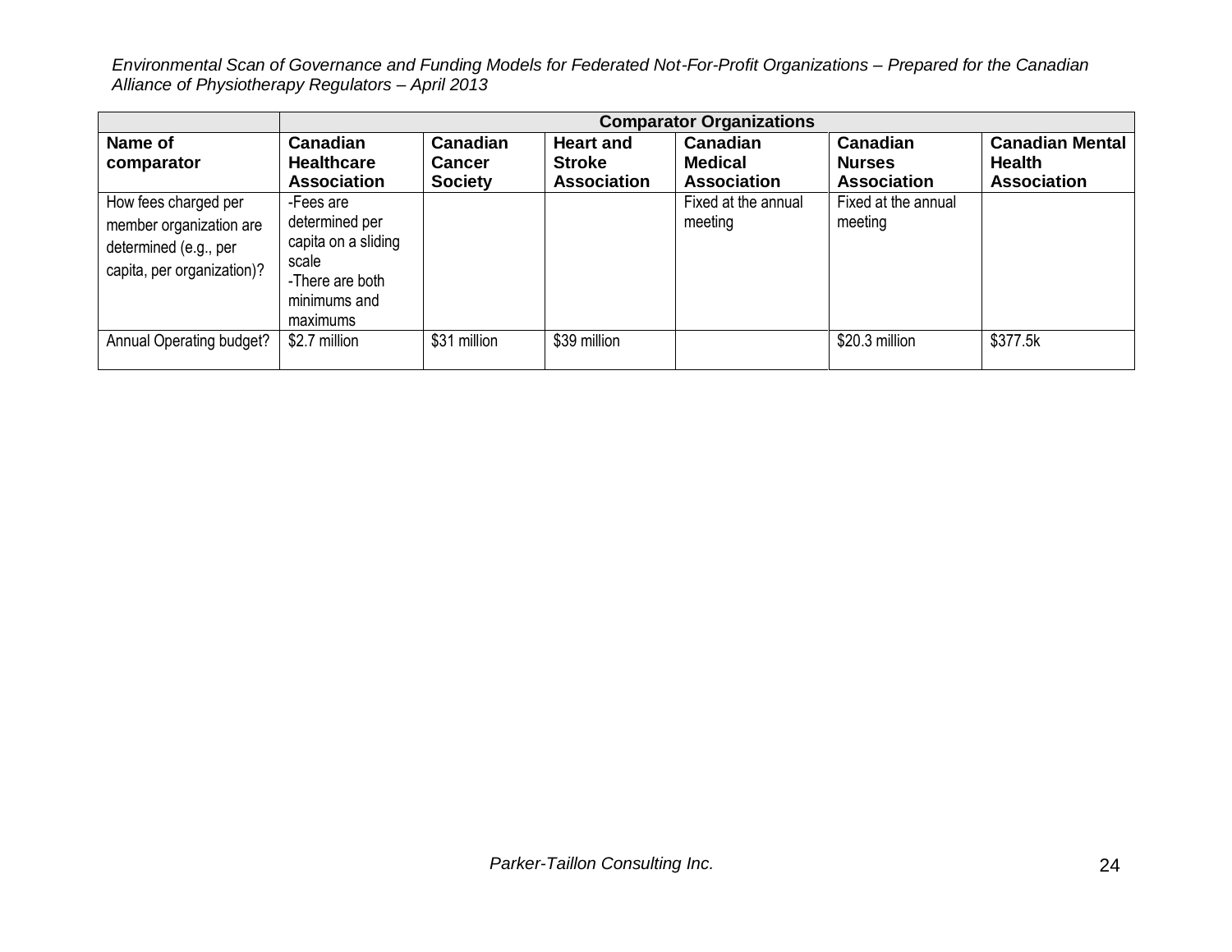| | Comparator Organizations | | | | | |
|---|---|---|---|---|---|---|
| **Name of comparator** | **Canadian Healthcare Association** | **Canadian Cancer Society** | **Heart and Stroke Association** | **Canadian Medical Association** | **Canadian Nurses Association** | **Canadian Mental Health Association** |
| How fees charged per member organization are determined (e.g., per capita, per organization)? | -Fees are determined per capita on a sliding scale<br>-There are both minimums and maximums | | | Fixed at the annual meeting | Fixed at the annual meeting | |
| Annual Operating budget? | \$2.7 million | \$31 million | \$39 million | | \$20.3 million | \$377.5k |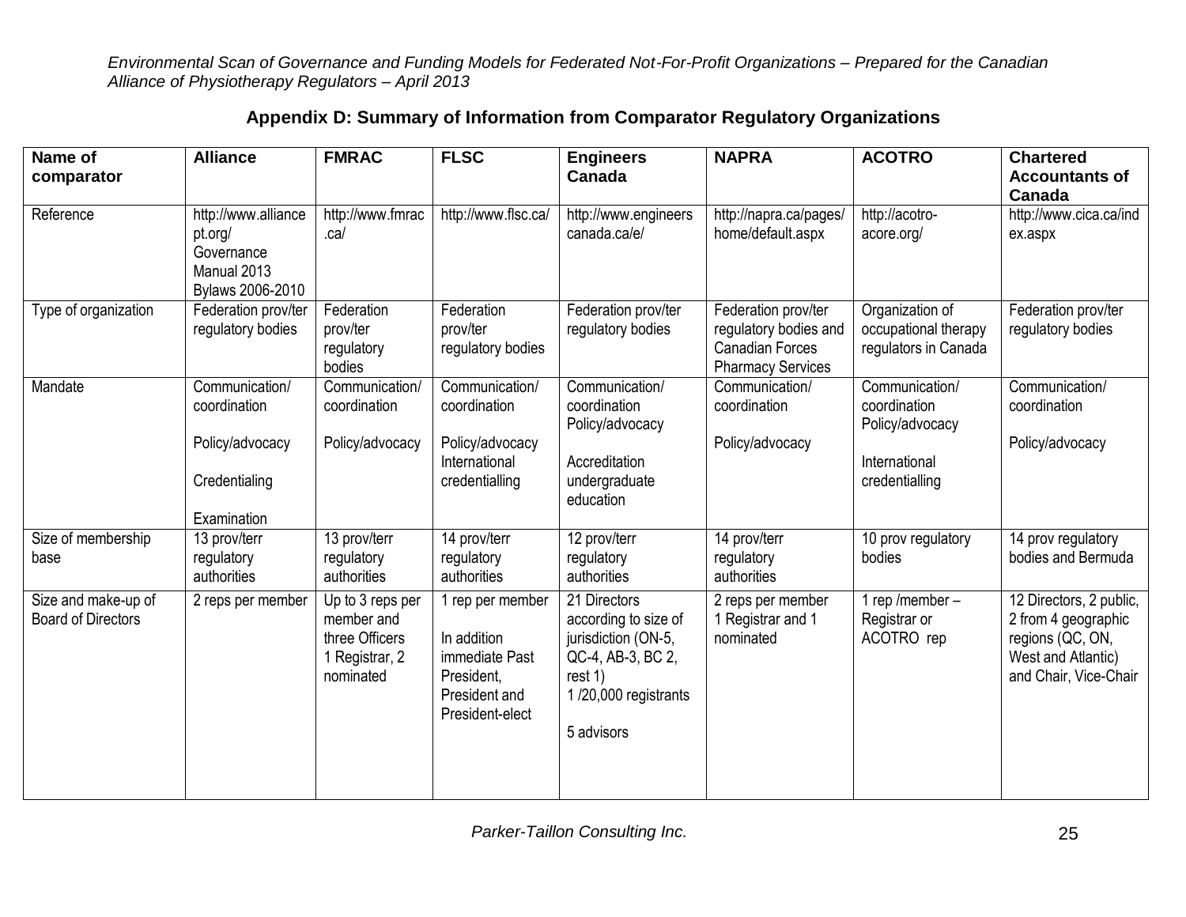## Appendix D: Summary of Information from Comparator Regulatory Organizations

| Name of comparator | Alliance | FMRAC | FLSC | Engineers Canada | NAPRA | ACOTRO | Chartered Accountants of Canada |
|---|---|---|---|---|---|---|---|
| Reference | http://www.alliancept.org/ Governance Manual 2013 Bylaws 2006-2010 | http://www.fmrac.ca/ | http://www.flsc.ca/ | http://www.engineerscanada.ca/e/ | http://napra.ca/pages/home/default.aspx | http://acotro-acore.org/ | http://www.cica.ca/index.aspx |
| Type of organization | Federation prov/ter regulatory bodies | Federation prov/ter regulatory bodies | Federation prov/ter regulatory bodies | Federation prov/ter regulatory bodies | Federation prov/ter regulatory bodies and Canadian Forces Pharmacy Services | Organization of occupational therapy regulators in Canada | Federation prov/ter regulatory bodies |
| Mandate | Communication/ coordination<br><br>Policy/advocacy<br><br>Credentialing<br><br>Examination | Communication/ coordination<br><br>Policy/advocacy | Communication/ coordination<br><br>Policy/advocacy<br>International credentialling | Communication/ coordination<br>Policy/advocacy<br><br>Accreditation undergraduate education | Communication/ coordination<br><br>Policy/advocacy | Communication/ coordination<br>Policy/advocacy<br><br>International credentialling | Communication/ coordination<br><br>Policy/advocacy |
| Size of membership base | 13 prov/terr regulatory authorities | 13 prov/terr regulatory authorities | 14 prov/terr regulatory authorities | 12 prov/terr regulatory authorities | 14 prov/terr regulatory authorities | 10 prov regulatory bodies | 14 prov regulatory bodies and Bermuda |
| Size and make-up of Board of Directors | 2 reps per member | Up to 3 reps per member and three Officers<br>1 Registrar, 2 nominated | 1 rep per member<br><br>In addition immediate Past President, President and President-elect | 21 Directors according to size of jurisdiction (ON-5, QC-4, AB-3, BC 2, rest 1)<br>1 /20,000 registrants<br><br>5 advisors | 2 reps per member<br>1 Registrar and 1 nominated | 1 rep /member – Registrar or ACOTRO rep | 12 Directors, 2 public, 2 from 4 geographic regions (QC, ON, West and Atlantic) and Chair, Vice-Chair |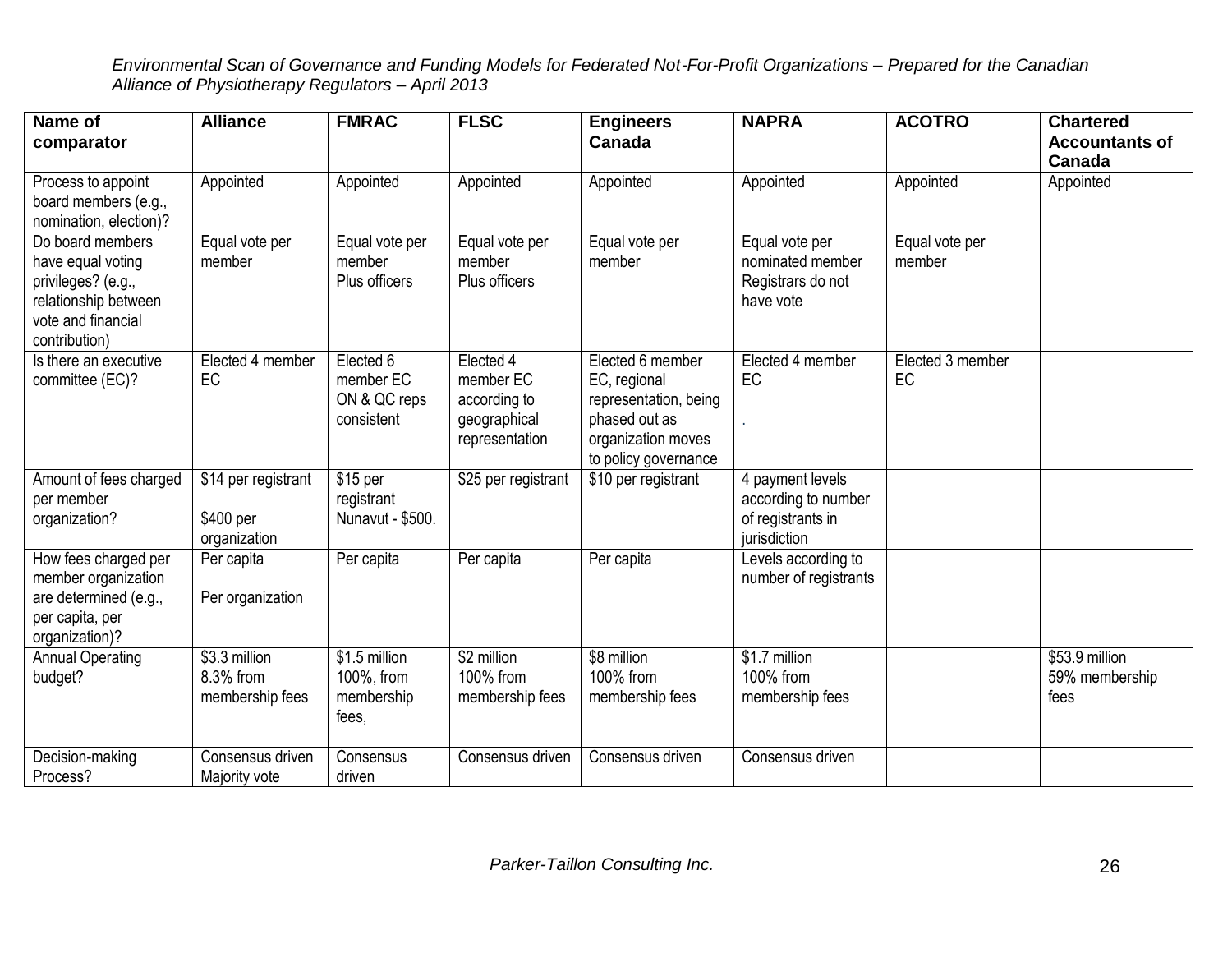| Name of comparator | Alliance | FMRAC | FLSC | Engineers Canada | NAPRA | ACOTRO | Chartered Accountants of Canada |
|---|---|---|---|---|---|---|---|
| Process to appoint board members (e.g., nomination, election)? | Appointed | Appointed | Appointed | Appointed | Appointed | Appointed | Appointed |
| Do board members have equal voting privileges? (e.g., relationship between vote and financial contribution) | Equal vote per member | Equal vote per member Plus officers | Equal vote per member Plus officers | Equal vote per member | Equal vote per nominated member Registrars do not have vote | Equal vote per member | |
| Is there an executive committee (EC)? | Elected 4 member EC | Elected 6 member EC ON & QC reps consistent | Elected 4 member EC according to geographical representation | Elected 6 member EC, regional representation, being phased out as organization moves to policy governance | Elected 4 member EC . | Elected 3 member EC | |
| Amount of fees charged per member organization? | $14 per registrant<br><br>$400 per organization | $15 per registrant Nunavut - $500. | $25 per registrant | $10 per registrant | 4 payment levels according to number of registrants in jurisdiction | | |
| How fees charged per member organization are determined (e.g., per capita, per organization)? | Per capita<br><br>Per organization | Per capita | Per capita | Per capita | Levels according to number of registrants | | |
| Annual Operating budget? | $3.3 million 8.3% from membership fees | $1.5 million 100%, from membership fees, | $2 million 100% from membership fees | $8 million 100% from membership fees | $1.7 million 100% from membership fees | | $53.9 million 59% membership fees |
| Decision-making Process? | Consensus driven Majority vote | Consensus driven | Consensus driven | Consensus driven | Consensus driven | | |